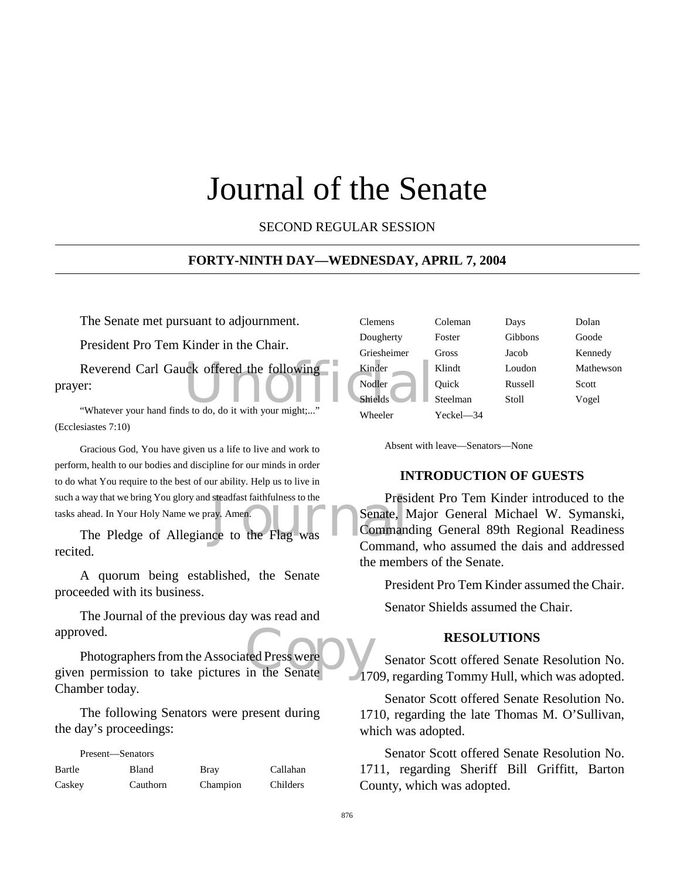# Journal of the Senate

SECOND REGULAR SESSION

**FORTY-NINTH DAY—WEDNESDAY, APRIL 7, 2004**

The Senate met pursuant to adjournment.

President Pro Tem Kinder in the Chair.

Reverend Carl Gauck offered the following prayer:

"Whatever your hand finds to do, do it with your might;..." (Ecclesiastes 7:10)

Gracious God, You have given us a life to live and work to perform, health to our bodies and discipline for our minds in order to do what You require to the best of our ability. Help us to live in such a way that we bring You glory and steadfast faithfulness to the tasks ahead. In Your Holy Name we pray. Amen.

The Pledge of Allegiance to the Flag was recited.

A quorum being established, the Senate proceeded with its business.

The Journal of the previous day was read and approved.

Photographers from the Associated Press were given permission to take pictures in the Senate Chamber today.

The following Senators were present during the day's proceedings:

Present—Senators

| | | | |
|---|---|---|---|
| Bartle | Bland | Bray | Callahan |
| Caskey | Cauthorn | Champion | Childers |
| Clemens | Coleman | Days | Dolan |
| Dougherty | Foster | Gibbons | Goode |
| Griesheimer | Gross | Jacob | Kennedy |
| Kinder | Klindt | Loudon | Mathewson |
| Nodler | Quick | Russell | Scott |
| Shields | Steelman | Stoll | Vogel |
| Wheeler | Yeckel—34 | | |

Absent with leave—Senators—None

## INTRODUCTION OF GUESTS

President Pro Tem Kinder introduced to the Senate, Major General Michael W. Symanski, Commanding General 89th Regional Readiness Command, who assumed the dais and addressed the members of the Senate.

President Pro Tem Kinder assumed the Chair.

Senator Shields assumed the Chair.

## RESOLUTIONS

Senator Scott offered Senate Resolution No. 1709, regarding Tommy Hull, which was adopted.

Senator Scott offered Senate Resolution No. 1710, regarding the late Thomas M. O'Sullivan, which was adopted.

Senator Scott offered Senate Resolution No. 1711, regarding Sheriff Bill Griffitt, Barton County, which was adopted.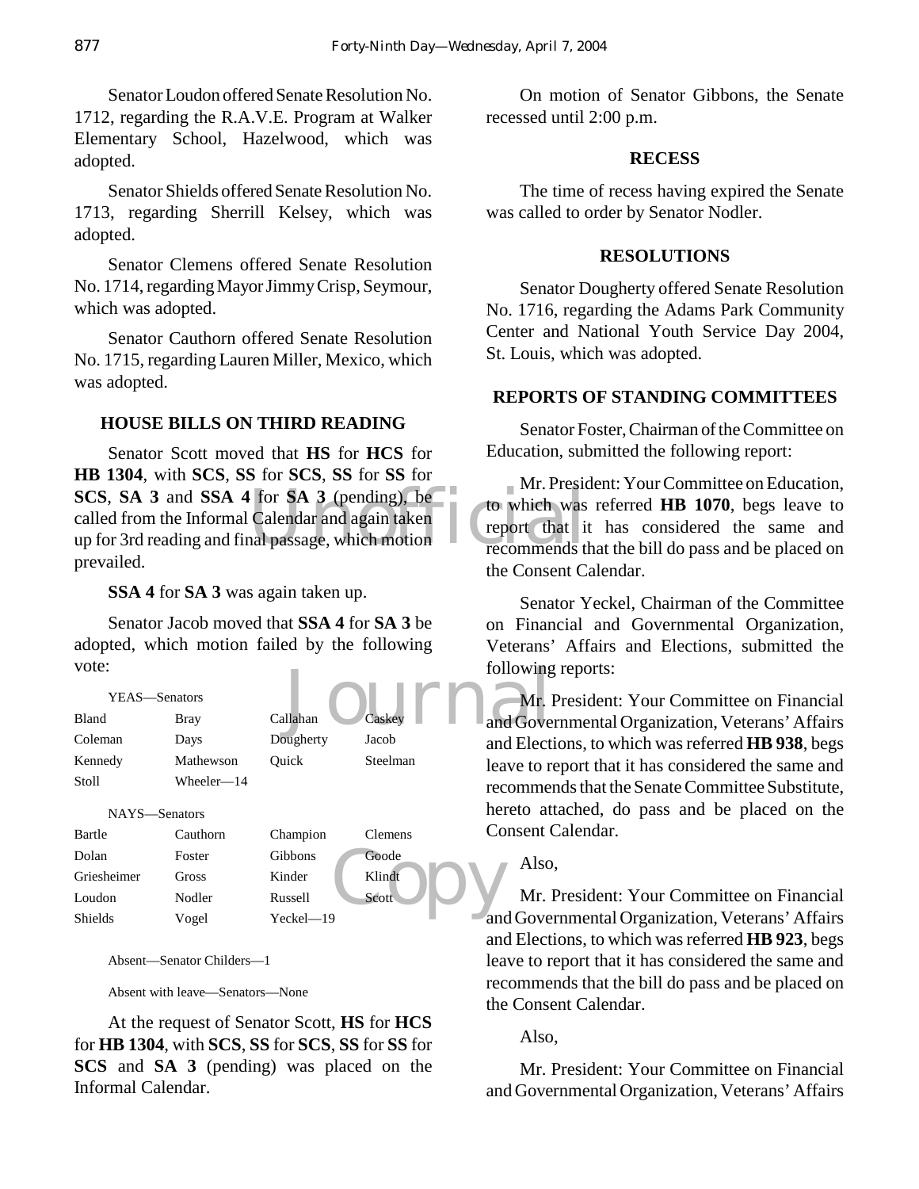Senator Loudon offered Senate Resolution No. 1712, regarding the R.A.V.E. Program at Walker Elementary School, Hazelwood, which was adopted.

Senator Shields offered Senate Resolution No. 1713, regarding Sherrill Kelsey, which was adopted.

Senator Clemens offered Senate Resolution No. 1714, regarding Mayor Jimmy Crisp, Seymour, which was adopted.

Senator Cauthorn offered Senate Resolution No. 1715, regarding Lauren Miller, Mexico, which was adopted.

## HOUSE BILLS ON THIRD READING

Senator Scott moved that **HS** for **HCS** for **HB 1304**, with **SCS**, **SS** for **SCS**, **SS** for **SS** for **SCS**, **SA 3** and **SSA 4** for **SA 3** (pending), be called from the Informal Calendar and again taken up for 3rd reading and final passage, which motion prevailed.

**SSA 4** for **SA 3** was again taken up.

Senator Jacob moved that **SSA 4** for **SA 3** be adopted, which motion failed by the following vote:

YEAS—Senators

| | | | |
|---|---|---|---|
| Bland | Bray | Callahan | Caskey |
| Coleman | Days | Dougherty | Jacob |
| Kennedy | Mathewson | Quick | Steelman |
| Stoll | Wheeler—14 | | |

NAYS—Senators

| | | | |
|---|---|---|---|
| Bartle | Cauthorn | Champion | Clemens |
| Dolan | Foster | Gibbons | Goode |
| Griesheimer | Gross | Kinder | Klindt |
| Loudon | Nodler | Russell | Scott |
| Shields | Vogel | Yeckel—19 | |

Absent—Senator Childers—1

Absent with leave—Senators—None

At the request of Senator Scott, **HS** for **HCS** for **HB 1304**, with **SCS**, **SS** for **SCS**, **SS** for **SS** for **SCS** and **SA 3** (pending) was placed on the Informal Calendar.

On motion of Senator Gibbons, the Senate recessed until 2:00 p.m.

## RECESS

The time of recess having expired the Senate was called to order by Senator Nodler.

## RESOLUTIONS

Senator Dougherty offered Senate Resolution No. 1716, regarding the Adams Park Community Center and National Youth Service Day 2004, St. Louis, which was adopted.

## REPORTS OF STANDING COMMITTEES

Senator Foster, Chairman of the Committee on Education, submitted the following report:

Mr. President: Your Committee on Education, to which was referred **HB 1070**, begs leave to report that it has considered the same and recommends that the bill do pass and be placed on the Consent Calendar.

Senator Yeckel, Chairman of the Committee on Financial and Governmental Organization, Veterans' Affairs and Elections, submitted the following reports:

Mr. President: Your Committee on Financial and Governmental Organization, Veterans' Affairs and Elections, to which was referred **HB 938**, begs leave to report that it has considered the same and recommends that the Senate Committee Substitute, hereto attached, do pass and be placed on the Consent Calendar.

Also,

Mr. President: Your Committee on Financial and Governmental Organization, Veterans' Affairs and Elections, to which was referred **HB 923**, begs leave to report that it has considered the same and recommends that the bill do pass and be placed on the Consent Calendar.

Also,

Mr. President: Your Committee on Financial and Governmental Organization, Veterans' Affairs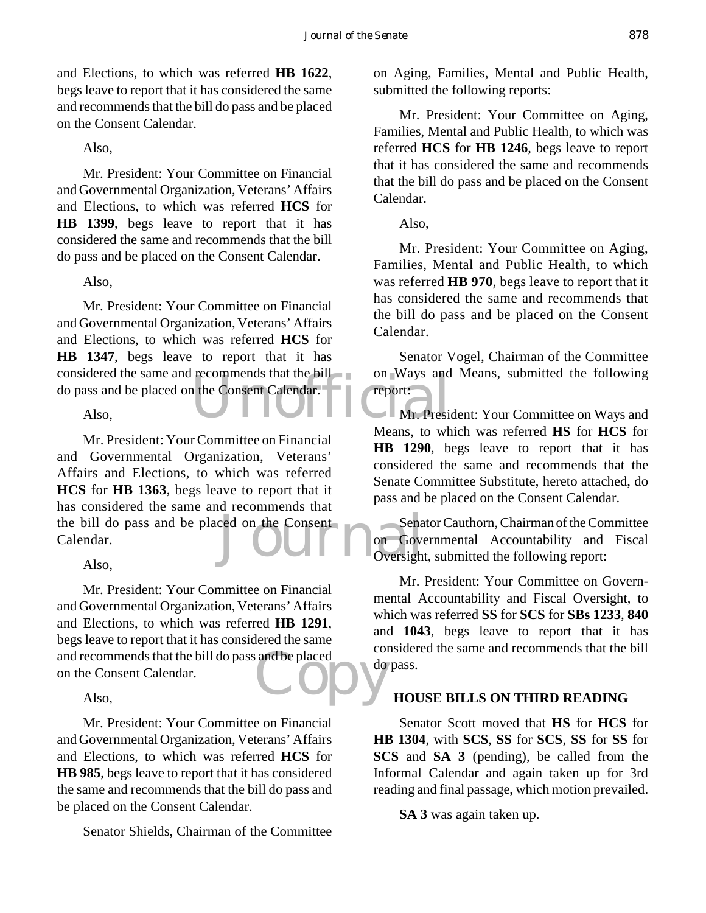and Elections, to which was referred **HB 1622**, begs leave to report that it has considered the same and recommends that the bill do pass and be placed on the Consent Calendar.

Also,

Mr. President: Your Committee on Financial and Governmental Organization, Veterans' Affairs and Elections, to which was referred **HCS** for **HB 1399**, begs leave to report that it has considered the same and recommends that the bill do pass and be placed on the Consent Calendar.

Also,

Mr. President: Your Committee on Financial and Governmental Organization, Veterans' Affairs and Elections, to which was referred **HCS** for **HB 1347**, begs leave to report that it has considered the same and recommends that the bill do pass and be placed on the Consent Calendar.

Also,

Mr. President: Your Committee on Financial and Governmental Organization, Veterans' Affairs and Elections, to which was referred **HCS** for **HB 1363**, begs leave to report that it has considered the same and recommends that the bill do pass and be placed on the Consent Calendar.

Also,

Mr. President: Your Committee on Financial and Governmental Organization, Veterans' Affairs and Elections, to which was referred **HB 1291**, begs leave to report that it has considered the same and recommends that the bill do pass and be placed on the Consent Calendar.

Also,

Mr. President: Your Committee on Financial and Governmental Organization, Veterans' Affairs and Elections, to which was referred **HCS** for **HB 985**, begs leave to report that it has considered the same and recommends that the bill do pass and be placed on the Consent Calendar.

Senator Shields, Chairman of the Committee on Aging, Families, Mental and Public Health, submitted the following reports:

Mr. President: Your Committee on Aging, Families, Mental and Public Health, to which was referred **HCS** for **HB 1246**, begs leave to report that it has considered the same and recommends that the bill do pass and be placed on the Consent Calendar.

Also,

Mr. President: Your Committee on Aging, Families, Mental and Public Health, to which was referred **HB 970**, begs leave to report that it has considered the same and recommends that the bill do pass and be placed on the Consent Calendar.

Senator Vogel, Chairman of the Committee on Ways and Means, submitted the following report:

Mr. President: Your Committee on Ways and Means, to which was referred **HS** for **HCS** for **HB 1290**, begs leave to report that it has considered the same and recommends that the Senate Committee Substitute, hereto attached, do pass and be placed on the Consent Calendar.

Senator Cauthorn, Chairman of the Committee on Governmental Accountability and Fiscal Oversight, submitted the following report:

Mr. President: Your Committee on Governmental Accountability and Fiscal Oversight, to which was referred **SS** for **SCS** for **SBs 1233**, **840** and **1043**, begs leave to report that it has considered the same and recommends that the bill do pass.

## HOUSE BILLS ON THIRD READING

Senator Scott moved that **HS** for **HCS** for **HB 1304**, with **SCS**, **SS** for **SCS**, **SS** for **SS** for **SCS** and **SA 3** (pending), be called from the Informal Calendar and again taken up for 3rd reading and final passage, which motion prevailed.

**SA 3** was again taken up.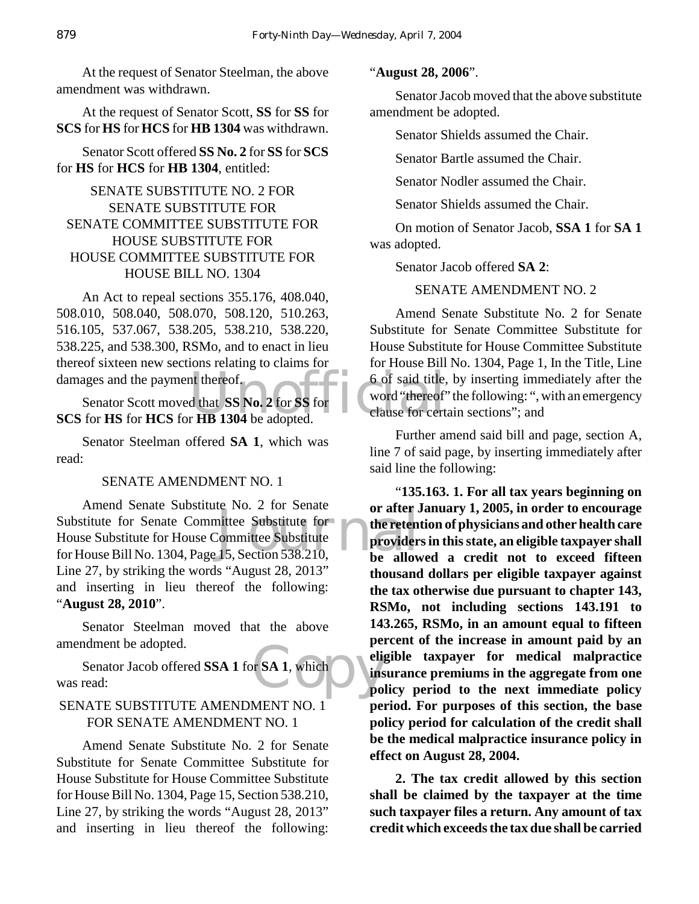At the request of Senator Steelman, the above amendment was withdrawn.

At the request of Senator Scott, **SS** for **SS** for **SCS** for **HS** for **HCS** for **HB 1304** was withdrawn.

Senator Scott offered **SS No. 2** for **SS** for **SCS** for **HS** for **HCS** for **HB 1304**, entitled:

SENATE SUBSTITUTE NO. 2 FOR SENATE SUBSTITUTE FOR SENATE COMMITTEE SUBSTITUTE FOR HOUSE SUBSTITUTE FOR HOUSE COMMITTEE SUBSTITUTE FOR HOUSE BILL NO. 1304

An Act to repeal sections 355.176, 408.040, 508.010, 508.040, 508.070, 508.120, 510.263, 516.105, 537.067, 538.205, 538.210, 538.220, 538.225, and 538.300, RSMo, and to enact in lieu thereof sixteen new sections relating to claims for damages and the payment thereof.

Senator Scott moved that **SS No. 2** for **SS** for **SCS** for **HS** for **HCS** for **HB 1304** be adopted.

Senator Steelman offered **SA 1**, which was read:

SENATE AMENDMENT NO. 1

Amend Senate Substitute No. 2 for Senate Substitute for Senate Committee Substitute for House Substitute for House Committee Substitute for House Bill No. 1304, Page 15, Section 538.210, Line 27, by striking the words "August 28, 2013" and inserting in lieu thereof the following: "**August 28, 2010**".

Senator Steelman moved that the above amendment be adopted.

Senator Jacob offered **SSA 1** for **SA 1**, which was read:

SENATE SUBSTITUTE AMENDMENT NO. 1 FOR SENATE AMENDMENT NO. 1

Amend Senate Substitute No. 2 for Senate Substitute for Senate Committee Substitute for House Substitute for House Committee Substitute for House Bill No. 1304, Page 15, Section 538.210, Line 27, by striking the words "August 28, 2013" and inserting in lieu thereof the following: "**August 28, 2006**".

Senator Jacob moved that the above substitute amendment be adopted.

Senator Shields assumed the Chair.

Senator Bartle assumed the Chair.

Senator Nodler assumed the Chair.

Senator Shields assumed the Chair.

On motion of Senator Jacob, **SSA 1** for **SA 1** was adopted.

Senator Jacob offered **SA 2**:

SENATE AMENDMENT NO. 2

Amend Senate Substitute No. 2 for Senate Substitute for Senate Committee Substitute for House Substitute for House Committee Substitute for House Bill No. 1304, Page 1, In the Title, Line 6 of said title, by inserting immediately after the word "thereof" the following: ", with an emergency clause for certain sections"; and

Further amend said bill and page, section A, line 7 of said page, by inserting immediately after said line the following:

"**135.163. 1. For all tax years beginning on or after January 1, 2005, in order to encourage the retention of physicians and other health care providers in this state, an eligible taxpayer shall be allowed a credit not to exceed fifteen thousand dollars per eligible taxpayer against the tax otherwise due pursuant to chapter 143, RSMo, not including sections 143.191 to 143.265, RSMo, in an amount equal to fifteen percent of the increase in amount paid by an eligible taxpayer for medical malpractice insurance premiums in the aggregate from one policy period to the next immediate policy period. For purposes of this section, the base policy period for calculation of the credit shall be the medical malpractice insurance policy in effect on August 28, 2004.**

**2. The tax credit allowed by this section shall be claimed by the taxpayer at the time such taxpayer files a return. Any amount of tax credit which exceeds the tax due shall be carried**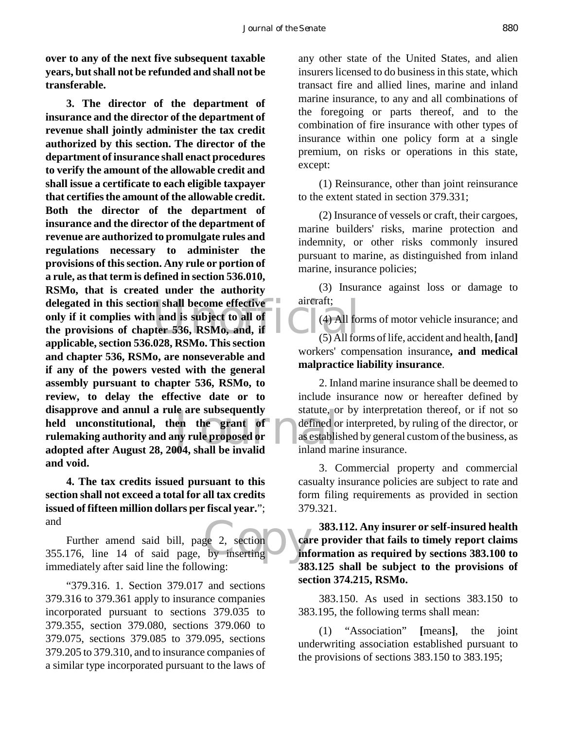**over to any of the next five subsequent taxable years, but shall not be refunded and shall not be transferable.**

**3. The director of the department of insurance and the director of the department of revenue shall jointly administer the tax credit authorized by this section. The director of the department of insurance shall enact procedures to verify the amount of the allowable credit and shall issue a certificate to each eligible taxpayer that certifies the amount of the allowable credit. Both the director of the department of insurance and the director of the department of revenue are authorized to promulgate rules and regulations necessary to administer the provisions of this section. Any rule or portion of a rule, as that term is defined in section 536.010, RSMo, that is created under the authority delegated in this section shall become effective only if it complies with and is subject to all of the provisions of chapter 536, RSMo, and, if applicable, section 536.028, RSMo. This section and chapter 536, RSMo, are nonseverable and if any of the powers vested with the general assembly pursuant to chapter 536, RSMo, to review, to delay the effective date or to disapprove and annul a rule are subsequently held unconstitutional, then the grant of rulemaking authority and any rule proposed or adopted after August 28, 2004, shall be invalid and void.**

**4. The tax credits issued pursuant to this section shall not exceed a total for all tax credits issued of fifteen million dollars per fiscal year.**"; and

Further amend said bill, page 2, section 355.176, line 14 of said page, by inserting immediately after said line the following:

"379.316. 1. Section 379.017 and sections 379.316 to 379.361 apply to insurance companies incorporated pursuant to sections 379.035 to 379.355, section 379.080, sections 379.060 to 379.075, sections 379.085 to 379.095, sections 379.205 to 379.310, and to insurance companies of a similar type incorporated pursuant to the laws of any other state of the United States, and alien insurers licensed to do business in this state, which transact fire and allied lines, marine and inland marine insurance, to any and all combinations of the foregoing or parts thereof, and to the combination of fire insurance with other types of insurance within one policy form at a single premium, on risks or operations in this state, except:

(1) Reinsurance, other than joint reinsurance to the extent stated in section 379.331;

(2) Insurance of vessels or craft, their cargoes, marine builders' risks, marine protection and indemnity, or other risks commonly insured pursuant to marine, as distinguished from inland marine, insurance policies;

(3) Insurance against loss or damage to aircraft;

(4) All forms of motor vehicle insurance; and

(5) All forms of life, accident and health, **[**and**]** workers' compensation insurance**, and medical malpractice liability insurance**.

2. Inland marine insurance shall be deemed to include insurance now or hereafter defined by statute, or by interpretation thereof, or if not so defined or interpreted, by ruling of the director, or as established by general custom of the business, as inland marine insurance.

3. Commercial property and commercial casualty insurance policies are subject to rate and form filing requirements as provided in section 379.321.

**383.112. Any insurer or self-insured health care provider that fails to timely report claims information as required by sections 383.100 to 383.125 shall be subject to the provisions of section 374.215, RSMo.**

383.150. As used in sections 383.150 to 383.195, the following terms shall mean:

(1) "Association" **[**means**]**, the joint underwriting association established pursuant to the provisions of sections 383.150 to 383.195;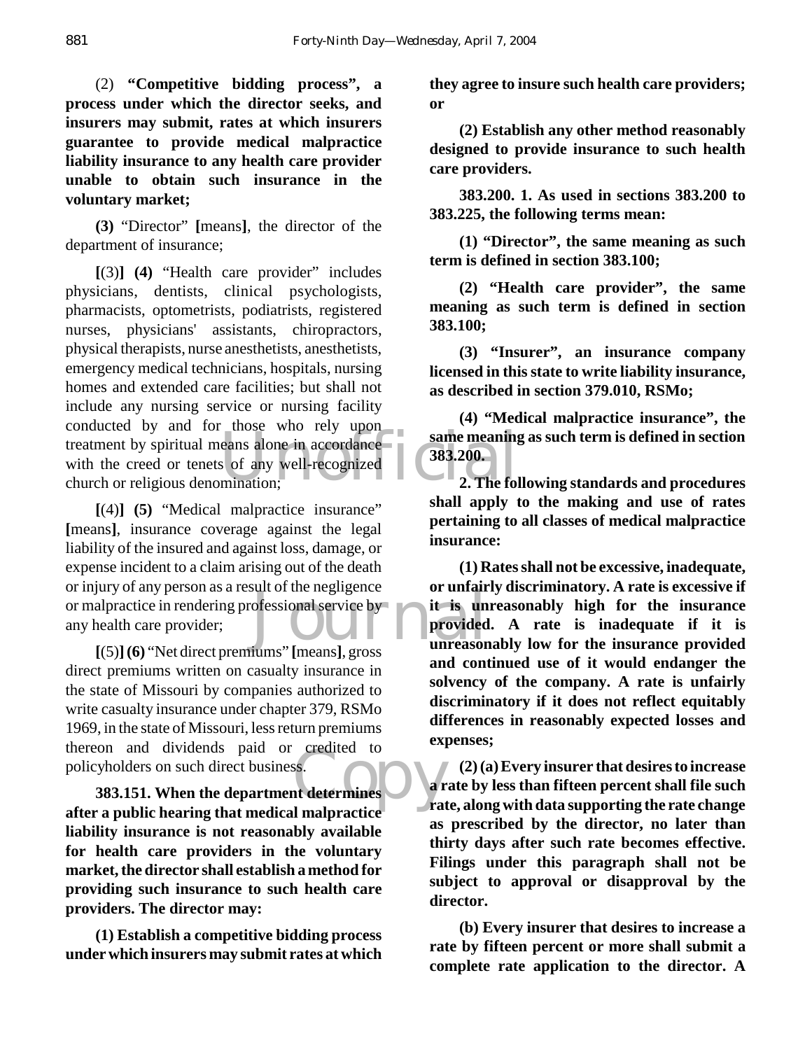(2) **"Competitive bidding process", a process under which the director seeks, and insurers may submit, rates at which insurers guarantee to provide medical malpractice liability insurance to any health care provider unable to obtain such insurance in the voluntary market;**

**(3)** "Director" **[**means**]**, the director of the department of insurance;

**[**(3)**] (4)** "Health care provider" includes physicians, dentists, clinical psychologists, pharmacists, optometrists, podiatrists, registered nurses, physicians' assistants, chiropractors, physical therapists, nurse anesthetists, anesthetists, emergency medical technicians, hospitals, nursing homes and extended care facilities; but shall not include any nursing service or nursing facility conducted by and for those who rely upon treatment by spiritual means alone in accordance with the creed or tenets of any well-recognized church or religious denomination;

**[**(4)**] (5)** "Medical malpractice insurance" **[**means**]**, insurance coverage against the legal liability of the insured and against loss, damage, or expense incident to a claim arising out of the death or injury of any person as a result of the negligence or malpractice in rendering professional service by any health care provider;

**[**(5)**] (6)** "Net direct premiums" **[**means**]**, gross direct premiums written on casualty insurance in the state of Missouri by companies authorized to write casualty insurance under chapter 379, RSMo 1969, in the state of Missouri, less return premiums thereon and dividends paid or credited to policyholders on such direct business.

**383.151. When the department determines after a public hearing that medical malpractice liability insurance is not reasonably available for health care providers in the voluntary market, the director shall establish a method for providing such insurance to such health care providers. The director may:**

**(1) Establish a competitive bidding process under which insurers may submit rates at which they agree to insure such health care providers; or**

**(2) Establish any other method reasonably designed to provide insurance to such health care providers.**

**383.200. 1. As used in sections 383.200 to 383.225, the following terms mean:**

**(1) "Director", the same meaning as such term is defined in section 383.100;**

**(2) "Health care provider", the same meaning as such term is defined in section 383.100;**

**(3) "Insurer", an insurance company licensed in this state to write liability insurance, as described in section 379.010, RSMo;**

**(4) "Medical malpractice insurance", the same meaning as such term is defined in section 383.200.**

**2. The following standards and procedures shall apply to the making and use of rates pertaining to all classes of medical malpractice insurance:**

**(1) Rates shall not be excessive, inadequate, or unfairly discriminatory. A rate is excessive if it is unreasonably high for the insurance provided. A rate is inadequate if it is unreasonably low for the insurance provided and continued use of it would endanger the solvency of the company. A rate is unfairly discriminatory if it does not reflect equitably differences in reasonably expected losses and expenses;**

**(2) (a) Every insurer that desires to increase a rate by less than fifteen percent shall file such rate, along with data supporting the rate change as prescribed by the director, no later than thirty days after such rate becomes effective. Filings under this paragraph shall not be subject to approval or disapproval by the director.**

**(b) Every insurer that desires to increase a rate by fifteen percent or more shall submit a complete rate application to the director. A**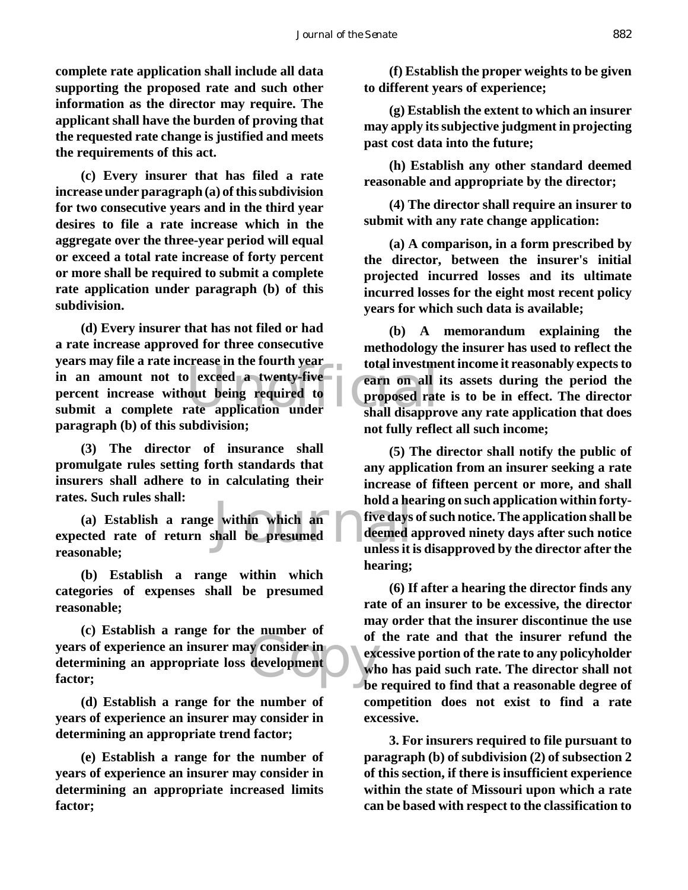**complete rate application shall include all data supporting the proposed rate and such other information as the director may require. The applicant shall have the burden of proving that the requested rate change is justified and meets the requirements of this act.**

**(c) Every insurer that has filed a rate increase under paragraph (a) of this subdivision for two consecutive years and in the third year desires to file a rate increase which in the aggregate over the three-year period will equal or exceed a total rate increase of forty percent or more shall be required to submit a complete rate application under paragraph (b) of this subdivision.**

**(d) Every insurer that has not filed or had a rate increase approved for three consecutive years may file a rate increase in the fourth year in an amount not to exceed a twenty-five percent increase without being required to submit a complete rate application under paragraph (b) of this subdivision;**

**(3) The director of insurance shall promulgate rules setting forth standards that insurers shall adhere to in calculating their rates. Such rules shall:**

**(a) Establish a range within which an expected rate of return shall be presumed reasonable;**

**(b) Establish a range within which categories of expenses shall be presumed reasonable;**

**(c) Establish a range for the number of years of experience an insurer may consider in determining an appropriate loss development factor;**

**(d) Establish a range for the number of years of experience an insurer may consider in determining an appropriate trend factor;**

**(e) Establish a range for the number of years of experience an insurer may consider in determining an appropriate increased limits factor;**

**(f) Establish the proper weights to be given to different years of experience;**

**(g) Establish the extent to which an insurer may apply its subjective judgment in projecting past cost data into the future;**

**(h) Establish any other standard deemed reasonable and appropriate by the director;**

**(4) The director shall require an insurer to submit with any rate change application:**

**(a) A comparison, in a form prescribed by the director, between the insurer's initial projected incurred losses and its ultimate incurred losses for the eight most recent policy years for which such data is available;**

**(b) A memorandum explaining the methodology the insurer has used to reflect the total investment income it reasonably expects to earn on all its assets during the period the proposed rate is to be in effect. The director shall disapprove any rate application that does not fully reflect all such income;**

**(5) The director shall notify the public of any application from an insurer seeking a rate increase of fifteen percent or more, and shall hold a hearing on such application within forty-five days of such notice. The application shall be deemed approved ninety days after such notice unless it is disapproved by the director after the hearing;**

**(6) If after a hearing the director finds any rate of an insurer to be excessive, the director may order that the insurer discontinue the use of the rate and that the insurer refund the excessive portion of the rate to any policyholder who has paid such rate. The director shall not be required to find that a reasonable degree of competition does not exist to find a rate excessive.**

**3. For insurers required to file pursuant to paragraph (b) of subdivision (2) of subsection 2 of this section, if there is insufficient experience within the state of Missouri upon which a rate can be based with respect to the classification to**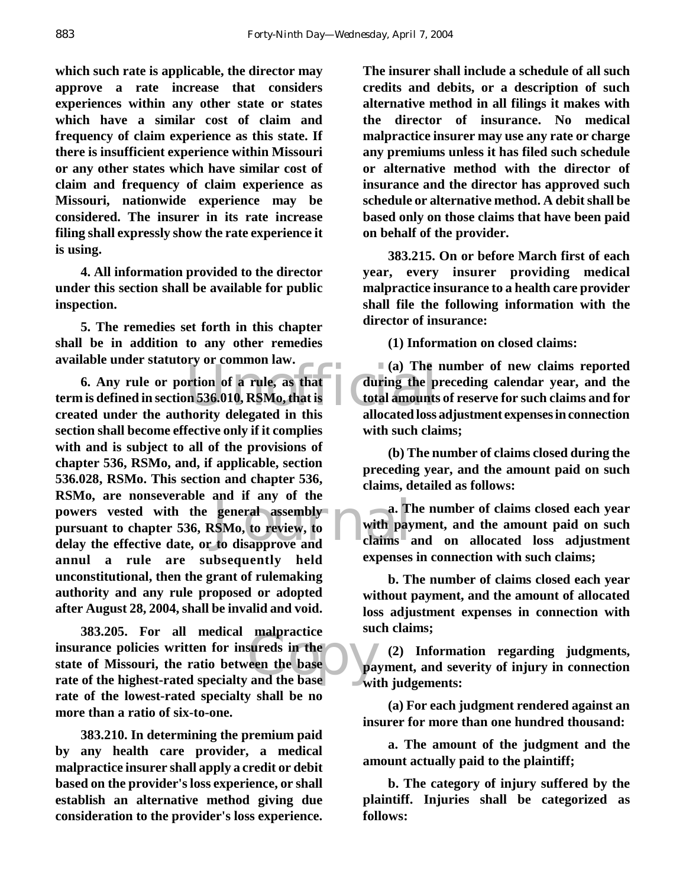**which such rate is applicable, the director may approve a rate increase that considers experiences within any other state or states which have a similar cost of claim and frequency of claim experience as this state. If there is insufficient experience within Missouri or any other states which have similar cost of claim and frequency of claim experience as Missouri, nationwide experience may be considered. The insurer in its rate increase filing shall expressly show the rate experience it is using.**

**4. All information provided to the director under this section shall be available for public inspection.**

**5. The remedies set forth in this chapter shall be in addition to any other remedies available under statutory or common law.**

**6. Any rule or portion of a rule, as that term is defined in section 536.010, RSMo, that is created under the authority delegated in this section shall become effective only if it complies with and is subject to all of the provisions of chapter 536, RSMo, and, if applicable, section 536.028, RSMo. This section and chapter 536, RSMo, are nonseverable and if any of the powers vested with the general assembly pursuant to chapter 536, RSMo, to review, to delay the effective date, or to disapprove and annul a rule are subsequently held unconstitutional, then the grant of rulemaking authority and any rule proposed or adopted after August 28, 2004, shall be invalid and void.**

**383.205. For all medical malpractice insurance policies written for insureds in the state of Missouri, the ratio between the base rate of the highest-rated specialty and the base rate of the lowest-rated specialty shall be no more than a ratio of six-to-one.**

**383.210. In determining the premium paid by any health care provider, a medical malpractice insurer shall apply a credit or debit based on the provider's loss experience, or shall establish an alternative method giving due consideration to the provider's loss experience. The insurer shall include a schedule of all such credits and debits, or a description of such alternative method in all filings it makes with the director of insurance. No medical malpractice insurer may use any rate or charge any premiums unless it has filed such schedule or alternative method with the director of insurance and the director has approved such schedule or alternative method. A debit shall be based only on those claims that have been paid on behalf of the provider.**

**383.215. On or before March first of each year, every insurer providing medical malpractice insurance to a health care provider shall file the following information with the director of insurance:**

**(1) Information on closed claims:**

**(a) The number of new claims reported during the preceding calendar year, and the total amounts of reserve for such claims and for allocated loss adjustment expenses in connection with such claims;**

**(b) The number of claims closed during the preceding year, and the amount paid on such claims, detailed as follows:**

**a. The number of claims closed each year with payment, and the amount paid on such claims and on allocated loss adjustment expenses in connection with such claims;**

**b. The number of claims closed each year without payment, and the amount of allocated loss adjustment expenses in connection with such claims;**

**(2) Information regarding judgments, payment, and severity of injury in connection with judgements:**

**(a) For each judgment rendered against an insurer for more than one hundred thousand:**

**a. The amount of the judgment and the amount actually paid to the plaintiff;**

**b. The category of injury suffered by the plaintiff. Injuries shall be categorized as follows:**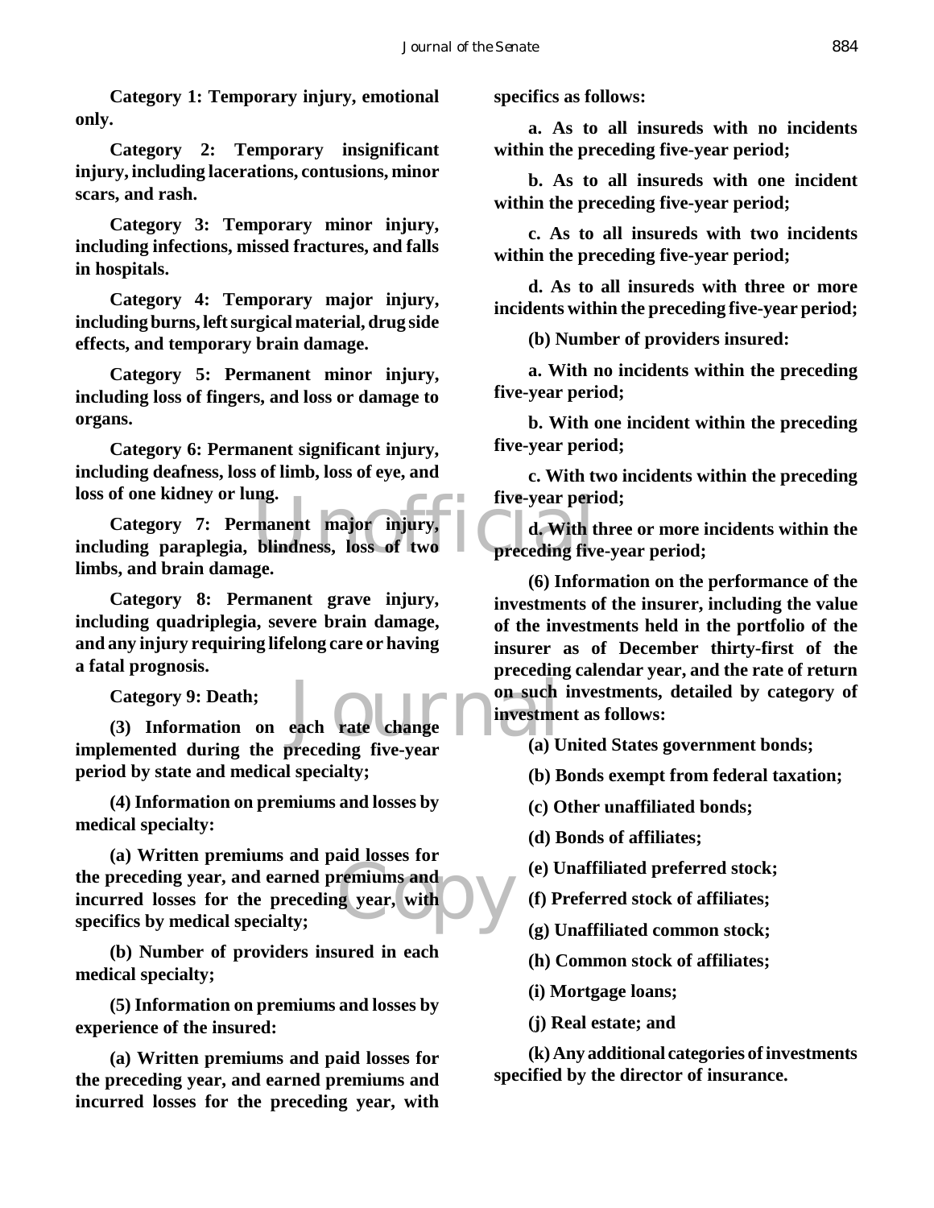**Category 1: Temporary injury, emotional only.**

**Category 2: Temporary insignificant injury, including lacerations, contusions, minor scars, and rash.**

**Category 3: Temporary minor injury, including infections, missed fractures, and falls in hospitals.**

**Category 4: Temporary major injury, including burns, left surgical material, drug side effects, and temporary brain damage.**

**Category 5: Permanent minor injury, including loss of fingers, and loss or damage to organs.**

**Category 6: Permanent significant injury, including deafness, loss of limb, loss of eye, and loss of one kidney or lung.**

**Category 7: Permanent major injury, including paraplegia, blindness, loss of two limbs, and brain damage.**

**Category 8: Permanent grave injury, including quadriplegia, severe brain damage, and any injury requiring lifelong care or having a fatal prognosis.**

**Category 9: Death;**

**(3) Information on each rate change implemented during the preceding five-year period by state and medical specialty;**

**(4) Information on premiums and losses by medical specialty:**

**(a) Written premiums and paid losses for the preceding year, and earned premiums and incurred losses for the preceding year, with specifics by medical specialty;**

**(b) Number of providers insured in each medical specialty;**

**(5) Information on premiums and losses by experience of the insured:**

**(a) Written premiums and paid losses for the preceding year, and earned premiums and incurred losses for the preceding year, with specifics as follows:**

**a. As to all insureds with no incidents within the preceding five-year period;**

**b. As to all insureds with one incident within the preceding five-year period;**

**c. As to all insureds with two incidents within the preceding five-year period;**

**d. As to all insureds with three or more incidents within the preceding five-year period;**

**(b) Number of providers insured:**

**a. With no incidents within the preceding five-year period;**

**b. With one incident within the preceding five-year period;**

**c. With two incidents within the preceding five-year period;**

**d. With three or more incidents within the preceding five-year period;**

**(6) Information on the performance of the investments of the insurer, including the value of the investments held in the portfolio of the insurer as of December thirty-first of the preceding calendar year, and the rate of return on such investments, detailed by category of investment as follows:**

**(a) United States government bonds;**

**(b) Bonds exempt from federal taxation;**

**(c) Other unaffiliated bonds;**

**(d) Bonds of affiliates;**

**(e) Unaffiliated preferred stock;**

**(f) Preferred stock of affiliates;**

**(g) Unaffiliated common stock;**

**(h) Common stock of affiliates;**

**(i) Mortgage loans;**

**(j) Real estate; and**

**(k) Any additional categories of investments specified by the director of insurance.**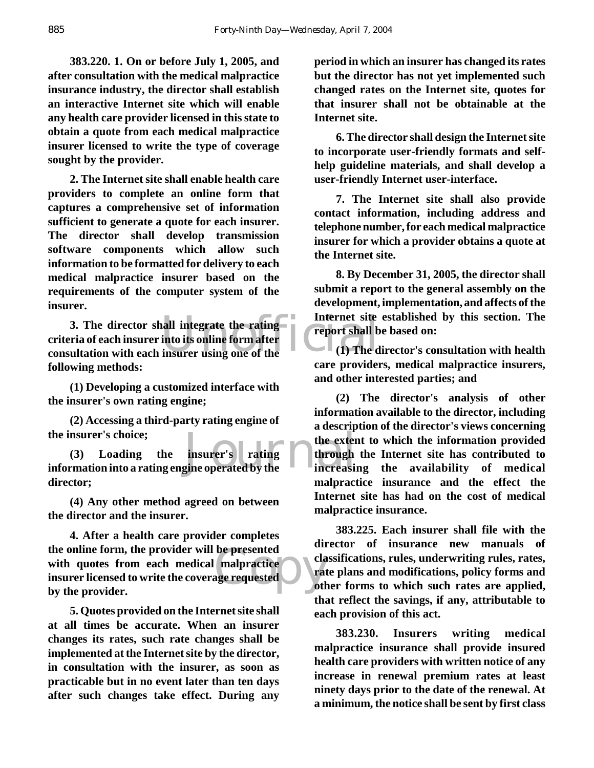**383.220. 1. On or before July 1, 2005, and after consultation with the medical malpractice insurance industry, the director shall establish an interactive Internet site which will enable any health care provider licensed in this state to obtain a quote from each medical malpractice insurer licensed to write the type of coverage sought by the provider.**

**2. The Internet site shall enable health care providers to complete an online form that captures a comprehensive set of information sufficient to generate a quote for each insurer. The director shall develop transmission software components which allow such information to be formatted for delivery to each medical malpractice insurer based on the requirements of the computer system of the insurer.**

**3. The director shall integrate the rating criteria of each insurer into its online form after consultation with each insurer using one of the following methods:**

**(1) Developing a customized interface with the insurer's own rating engine;**

**(2) Accessing a third-party rating engine of the insurer's choice;**

**(3) Loading the insurer's rating information into a rating engine operated by the director;**

**(4) Any other method agreed on between the director and the insurer.**

**4. After a health care provider completes the online form, the provider will be presented with quotes from each medical malpractice insurer licensed to write the coverage requested by the provider.**

**5. Quotes provided on the Internet site shall at all times be accurate. When an insurer changes its rates, such rate changes shall be implemented at the Internet site by the director, in consultation with the insurer, as soon as practicable but in no event later than ten days after such changes take effect. During any period in which an insurer has changed its rates but the director has not yet implemented such changed rates on the Internet site, quotes for that insurer shall not be obtainable at the Internet site.**

**6. The director shall design the Internet site to incorporate user-friendly formats and self-help guideline materials, and shall develop a user-friendly Internet user-interface.**

**7. The Internet site shall also provide contact information, including address and telephone number, for each medical malpractice insurer for which a provider obtains a quote at the Internet site.**

**8. By December 31, 2005, the director shall submit a report to the general assembly on the development, implementation, and affects of the Internet site established by this section. The report shall be based on:**

**(1) The director's consultation with health care providers, medical malpractice insurers, and other interested parties; and**

**(2) The director's analysis of other information available to the director, including a description of the director's views concerning the extent to which the information provided through the Internet site has contributed to increasing the availability of medical malpractice insurance and the effect the Internet site has had on the cost of medical malpractice insurance.**

**383.225. Each insurer shall file with the director of insurance new manuals of classifications, rules, underwriting rules, rates, rate plans and modifications, policy forms and other forms to which such rates are applied, that reflect the savings, if any, attributable to each provision of this act.**

**383.230. Insurers writing medical malpractice insurance shall provide insured health care providers with written notice of any increase in renewal premium rates at least ninety days prior to the date of the renewal. At a minimum, the notice shall be sent by first class**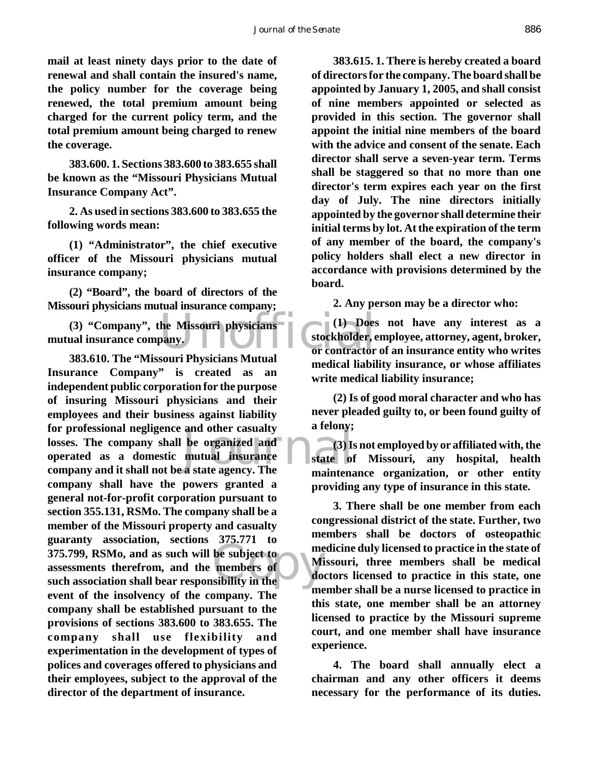**mail at least ninety days prior to the date of renewal and shall contain the insured's name, the policy number for the coverage being renewed, the total premium amount being charged for the current policy term, and the total premium amount being charged to renew the coverage.**

**383.600. 1. Sections 383.600 to 383.655 shall be known as the "Missouri Physicians Mutual Insurance Company Act".**

**2. As used in sections 383.600 to 383.655 the following words mean:**

**(1) "Administrator", the chief executive officer of the Missouri physicians mutual insurance company;**

**(2) "Board", the board of directors of the Missouri physicians mutual insurance company;**

**(3) "Company", the Missouri physicians mutual insurance company.**

**383.610. The "Missouri Physicians Mutual Insurance Company" is created as an independent public corporation for the purpose of insuring Missouri physicians and their employees and their business against liability for professional negligence and other casualty losses. The company shall be organized and operated as a domestic mutual insurance company and it shall not be a state agency. The company shall have the powers granted a general not-for-profit corporation pursuant to section 355.131, RSMo. The company shall be a member of the Missouri property and casualty guaranty association, sections 375.771 to 375.799, RSMo, and as such will be subject to assessments therefrom, and the members of such association shall bear responsibility in the event of the insolvency of the company. The company shall be established pursuant to the provisions of sections 383.600 to 383.655. The company shall use flexibility and experimentation in the development of types of polices and coverages offered to physicians and their employees, subject to the approval of the director of the department of insurance.**

**383.615. 1. There is hereby created a board of directors for the company. The board shall be appointed by January 1, 2005, and shall consist of nine members appointed or selected as provided in this section. The governor shall appoint the initial nine members of the board with the advice and consent of the senate. Each director shall serve a seven-year term. Terms shall be staggered so that no more than one director's term expires each year on the first day of July. The nine directors initially appointed by the governor shall determine their initial terms by lot. At the expiration of the term of any member of the board, the company's policy holders shall elect a new director in accordance with provisions determined by the board.**

**2. Any person may be a director who:**

**(1) Does not have any interest as a stockholder, employee, attorney, agent, broker, or contractor of an insurance entity who writes medical liability insurance, or whose affiliates write medical liability insurance;**

**(2) Is of good moral character and who has never pleaded guilty to, or been found guilty of a felony;**

**(3) Is not employed by or affiliated with, the state of Missouri, any hospital, health maintenance organization, or other entity providing any type of insurance in this state.**

**3. There shall be one member from each congressional district of the state. Further, two members shall be doctors of osteopathic medicine duly licensed to practice in the state of Missouri, three members shall be medical doctors licensed to practice in this state, one member shall be a nurse licensed to practice in this state, one member shall be an attorney licensed to practice by the Missouri supreme court, and one member shall have insurance experience.**

**4. The board shall annually elect a chairman and any other officers it deems necessary for the performance of its duties.**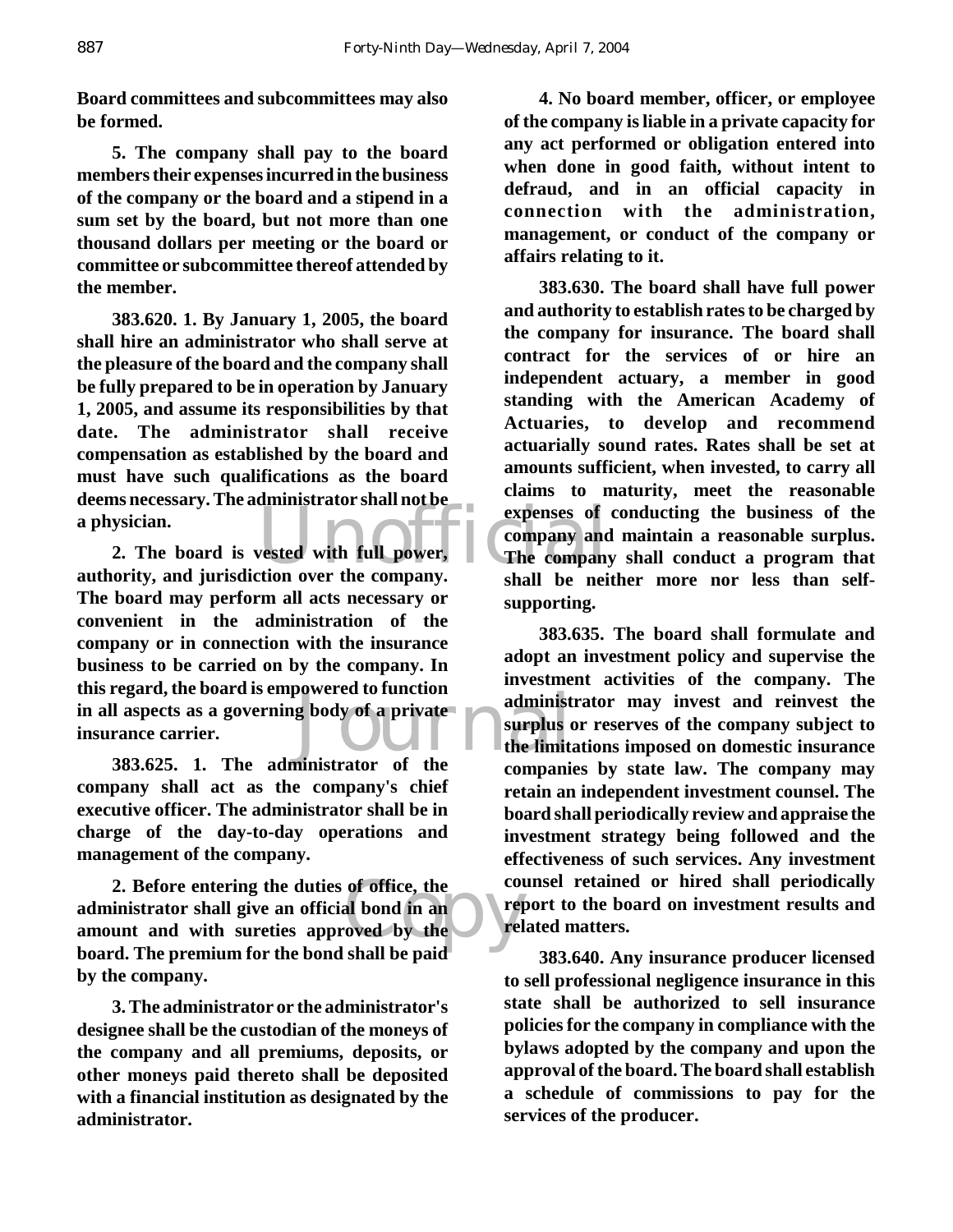**Board committees and subcommittees may also be formed.**

**5. The company shall pay to the board members their expenses incurred in the business of the company or the board and a stipend in a sum set by the board, but not more than one thousand dollars per meeting or the board or committee or subcommittee thereof attended by the member.**

**383.620. 1. By January 1, 2005, the board shall hire an administrator who shall serve at the pleasure of the board and the company shall be fully prepared to be in operation by January 1, 2005, and assume its responsibilities by that date. The administrator shall receive compensation as established by the board and must have such qualifications as the board deems necessary. The administrator shall not be a physician.**

**2. The board is vested with full power, authority, and jurisdiction over the company. The board may perform all acts necessary or convenient in the administration of the company or in connection with the insurance business to be carried on by the company. In this regard, the board is empowered to function in all aspects as a governing body of a private insurance carrier.**

**383.625. 1. The administrator of the company shall act as the company's chief executive officer. The administrator shall be in charge of the day-to-day operations and management of the company.**

**2. Before entering the duties of office, the administrator shall give an official bond in an amount and with sureties approved by the board. The premium for the bond shall be paid by the company.**

**3. The administrator or the administrator's designee shall be the custodian of the moneys of the company and all premiums, deposits, or other moneys paid thereto shall be deposited with a financial institution as designated by the administrator.**

**4. No board member, officer, or employee of the company is liable in a private capacity for any act performed or obligation entered into when done in good faith, without intent to defraud, and in an official capacity in connection with the administration, management, or conduct of the company or affairs relating to it.**

**383.630. The board shall have full power and authority to establish rates to be charged by the company for insurance. The board shall contract for the services of or hire an independent actuary, a member in good standing with the American Academy of Actuaries, to develop and recommend actuarially sound rates. Rates shall be set at amounts sufficient, when invested, to carry all claims to maturity, meet the reasonable expenses of conducting the business of the company and maintain a reasonable surplus. The company shall conduct a program that shall be neither more nor less than self-supporting.**

**383.635. The board shall formulate and adopt an investment policy and supervise the investment activities of the company. The administrator may invest and reinvest the surplus or reserves of the company subject to the limitations imposed on domestic insurance companies by state law. The company may retain an independent investment counsel. The board shall periodically review and appraise the investment strategy being followed and the effectiveness of such services. Any investment counsel retained or hired shall periodically report to the board on investment results and related matters.**

**383.640. Any insurance producer licensed to sell professional negligence insurance in this state shall be authorized to sell insurance policies for the company in compliance with the bylaws adopted by the company and upon the approval of the board. The board shall establish a schedule of commissions to pay for the services of the producer.**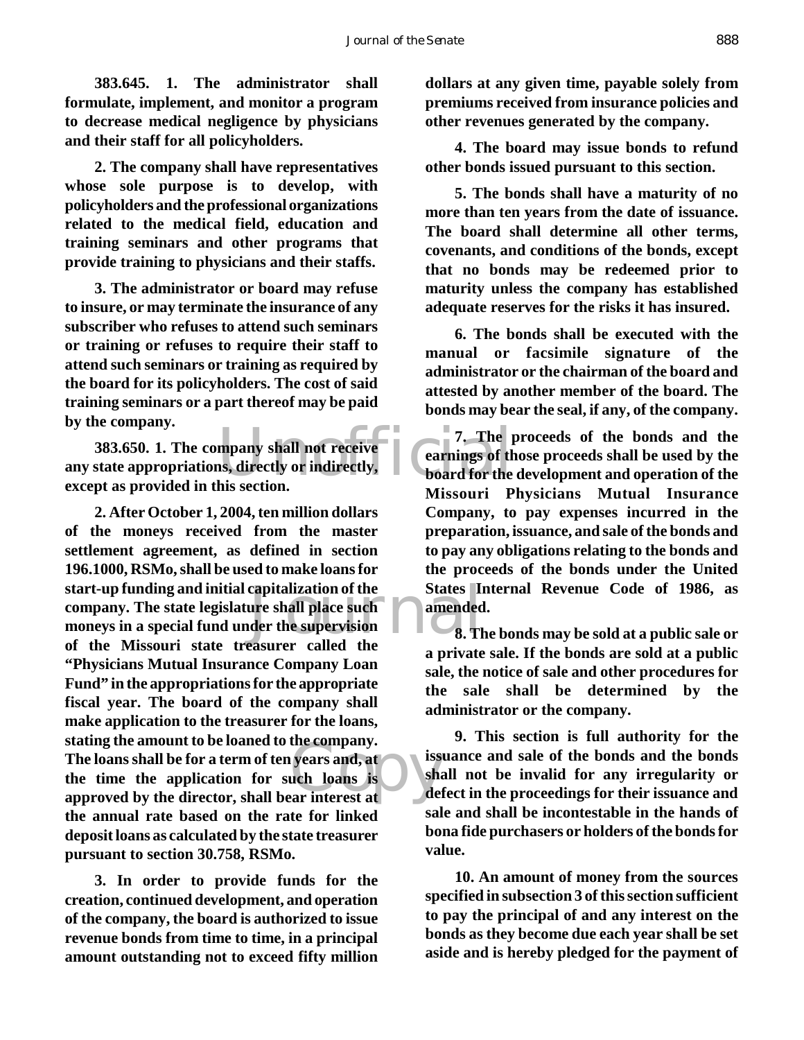**383.645. 1. The administrator shall formulate, implement, and monitor a program to decrease medical negligence by physicians and their staff for all policyholders.**

**2. The company shall have representatives whose sole purpose is to develop, with policyholders and the professional organizations related to the medical field, education and training seminars and other programs that provide training to physicians and their staffs.**

**3. The administrator or board may refuse to insure, or may terminate the insurance of any subscriber who refuses to attend such seminars or training or refuses to require their staff to attend such seminars or training as required by the board for its policyholders. The cost of said training seminars or a part thereof may be paid by the company.**

**383.650. 1. The company shall not receive any state appropriations, directly or indirectly, except as provided in this section.**

**2. After October 1, 2004, ten million dollars of the moneys received from the master settlement agreement, as defined in section 196.1000, RSMo, shall be used to make loans for start-up funding and initial capitalization of the company. The state legislature shall place such moneys in a special fund under the supervision of the Missouri state treasurer called the "Physicians Mutual Insurance Company Loan Fund" in the appropriations for the appropriate fiscal year. The board of the company shall make application to the treasurer for the loans, stating the amount to be loaned to the company. The loans shall be for a term of ten years and, at the time the application for such loans is approved by the director, shall bear interest at the annual rate based on the rate for linked deposit loans as calculated by the state treasurer pursuant to section 30.758, RSMo.**

**3. In order to provide funds for the creation, continued development, and operation of the company, the board is authorized to issue revenue bonds from time to time, in a principal amount outstanding not to exceed fifty million dollars at any given time, payable solely from premiums received from insurance policies and other revenues generated by the company.**

**4. The board may issue bonds to refund other bonds issued pursuant to this section.**

**5. The bonds shall have a maturity of no more than ten years from the date of issuance. The board shall determine all other terms, covenants, and conditions of the bonds, except that no bonds may be redeemed prior to maturity unless the company has established adequate reserves for the risks it has insured.**

**6. The bonds shall be executed with the manual or facsimile signature of the administrator or the chairman of the board and attested by another member of the board. The bonds may bear the seal, if any, of the company.**

**7. The proceeds of the bonds and the earnings of those proceeds shall be used by the board for the development and operation of the Missouri Physicians Mutual Insurance Company, to pay expenses incurred in the preparation, issuance, and sale of the bonds and to pay any obligations relating to the bonds and the proceeds of the bonds under the United States Internal Revenue Code of 1986, as amended.**

**8. The bonds may be sold at a public sale or a private sale. If the bonds are sold at a public sale, the notice of sale and other procedures for the sale shall be determined by the administrator or the company.**

**9. This section is full authority for the issuance and sale of the bonds and the bonds shall not be invalid for any irregularity or defect in the proceedings for their issuance and sale and shall be incontestable in the hands of bona fide purchasers or holders of the bonds for value.**

**10. An amount of money from the sources specified in subsection 3 of this section sufficient to pay the principal of and any interest on the bonds as they become due each year shall be set aside and is hereby pledged for the payment of**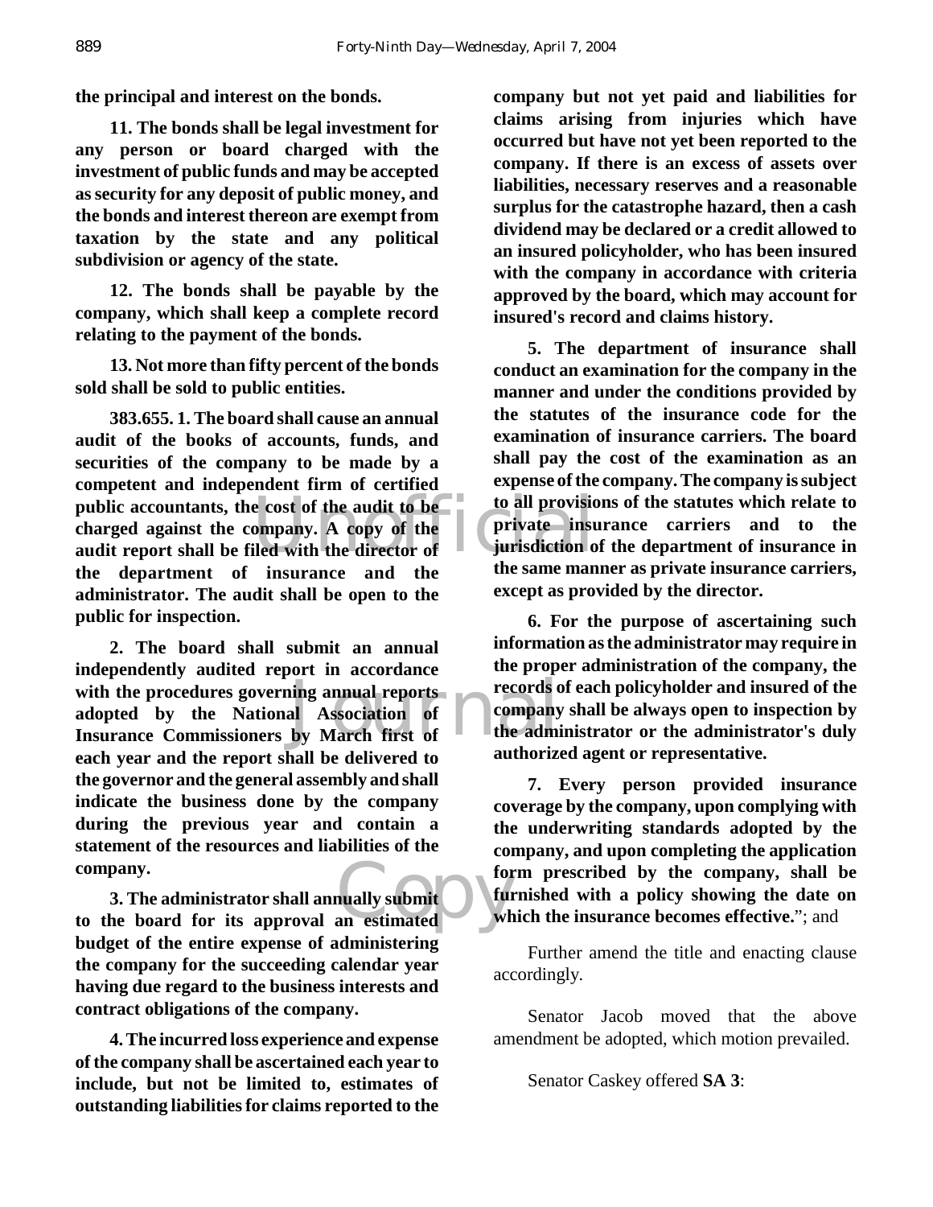**the principal and interest on the bonds.**

**11. The bonds shall be legal investment for any person or board charged with the investment of public funds and may be accepted as security for any deposit of public money, and the bonds and interest thereon are exempt from taxation by the state and any political subdivision or agency of the state.**

**12. The bonds shall be payable by the company, which shall keep a complete record relating to the payment of the bonds.**

**13. Not more than fifty percent of the bonds sold shall be sold to public entities.**

**383.655. 1. The board shall cause an annual audit of the books of accounts, funds, and securities of the company to be made by a competent and independent firm of certified public accountants, the cost of the audit to be charged against the company. A copy of the audit report shall be filed with the director of the department of insurance and the administrator. The audit shall be open to the public for inspection.**

**2. The board shall submit an annual independently audited report in accordance with the procedures governing annual reports adopted by the National Association of Insurance Commissioners by March first of each year and the report shall be delivered to the governor and the general assembly and shall indicate the business done by the company during the previous year and contain a statement of the resources and liabilities of the company.**

**3. The administrator shall annually submit to the board for its approval an estimated budget of the entire expense of administering the company for the succeeding calendar year having due regard to the business interests and contract obligations of the company.**

**4. The incurred loss experience and expense of the company shall be ascertained each year to include, but not be limited to, estimates of outstanding liabilities for claims reported to the company but not yet paid and liabilities for claims arising from injuries which have occurred but have not yet been reported to the company. If there is an excess of assets over liabilities, necessary reserves and a reasonable surplus for the catastrophe hazard, then a cash dividend may be declared or a credit allowed to an insured policyholder, who has been insured with the company in accordance with criteria approved by the board, which may account for insured's record and claims history.**

**5. The department of insurance shall conduct an examination for the company in the manner and under the conditions provided by the statutes of the insurance code for the examination of insurance carriers. The board shall pay the cost of the examination as an expense of the company. The company is subject to all provisions of the statutes which relate to private insurance carriers and to the jurisdiction of the department of insurance in the same manner as private insurance carriers, except as provided by the director.**

**6. For the purpose of ascertaining such information as the administrator may require in the proper administration of the company, the records of each policyholder and insured of the company shall be always open to inspection by the administrator or the administrator's duly authorized agent or representative.**

**7. Every person provided insurance coverage by the company, upon complying with the underwriting standards adopted by the company, and upon completing the application form prescribed by the company, shall be furnished with a policy showing the date on which the insurance becomes effective.**"; and

Further amend the title and enacting clause accordingly.

Senator Jacob moved that the above amendment be adopted, which motion prevailed.

Senator Caskey offered **SA 3**: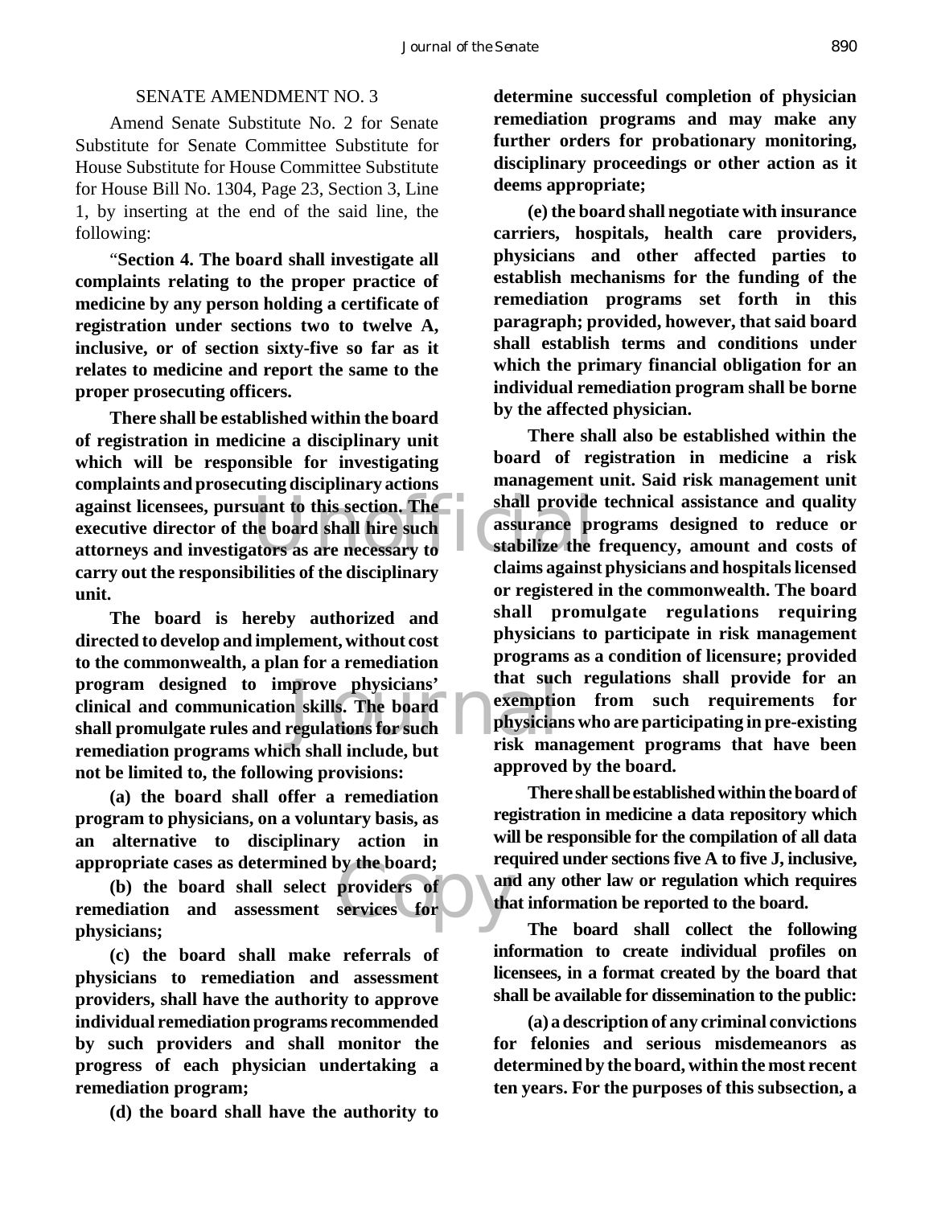SENATE AMENDMENT NO. 3

Amend Senate Substitute No. 2 for Senate Substitute for Senate Committee Substitute for House Substitute for House Committee Substitute for House Bill No. 1304, Page 23, Section 3, Line 1, by inserting at the end of the said line, the following:

"**Section 4. The board shall investigate all complaints relating to the proper practice of medicine by any person holding a certificate of registration under sections two to twelve A, inclusive, or of section sixty-five so far as it relates to medicine and report the same to the proper prosecuting officers.**

**There shall be established within the board of registration in medicine a disciplinary unit which will be responsible for investigating complaints and prosecuting disciplinary actions against licensees, pursuant to this section. The executive director of the board shall hire such attorneys and investigators as are necessary to carry out the responsibilities of the disciplinary unit.**

**The board is hereby authorized and directed to develop and implement, without cost to the commonwealth, a plan for a remediation program designed to improve physicians' clinical and communication skills. The board shall promulgate rules and regulations for such remediation programs which shall include, but not be limited to, the following provisions:**

**(a) the board shall offer a remediation program to physicians, on a voluntary basis, as an alternative to disciplinary action in appropriate cases as determined by the board;**

**(b) the board shall select providers of remediation and assessment services for physicians;**

**(c) the board shall make referrals of physicians to remediation and assessment providers, shall have the authority to approve individual remediation programs recommended by such providers and shall monitor the progress of each physician undertaking a remediation program;**

**(d) the board shall have the authority to determine successful completion of physician remediation programs and may make any further orders for probationary monitoring, disciplinary proceedings or other action as it deems appropriate;**

**(e) the board shall negotiate with insurance carriers, hospitals, health care providers, physicians and other affected parties to establish mechanisms for the funding of the remediation programs set forth in this paragraph; provided, however, that said board shall establish terms and conditions under which the primary financial obligation for an individual remediation program shall be borne by the affected physician.**

**There shall also be established within the board of registration in medicine a risk management unit. Said risk management unit shall provide technical assistance and quality assurance programs designed to reduce or stabilize the frequency, amount and costs of claims against physicians and hospitals licensed or registered in the commonwealth. The board shall promulgate regulations requiring physicians to participate in risk management programs as a condition of licensure; provided that such regulations shall provide for an exemption from such requirements for physicians who are participating in pre-existing risk management programs that have been approved by the board.**

**There shall be established within the board of registration in medicine a data repository which will be responsible for the compilation of all data required under sections five A to five J, inclusive, and any other law or regulation which requires that information be reported to the board.**

**The board shall collect the following information to create individual profiles on licensees, in a format created by the board that shall be available for dissemination to the public:**

**(a) a description of any criminal convictions for felonies and serious misdemeanors as determined by the board, within the most recent ten years. For the purposes of this subsection, a**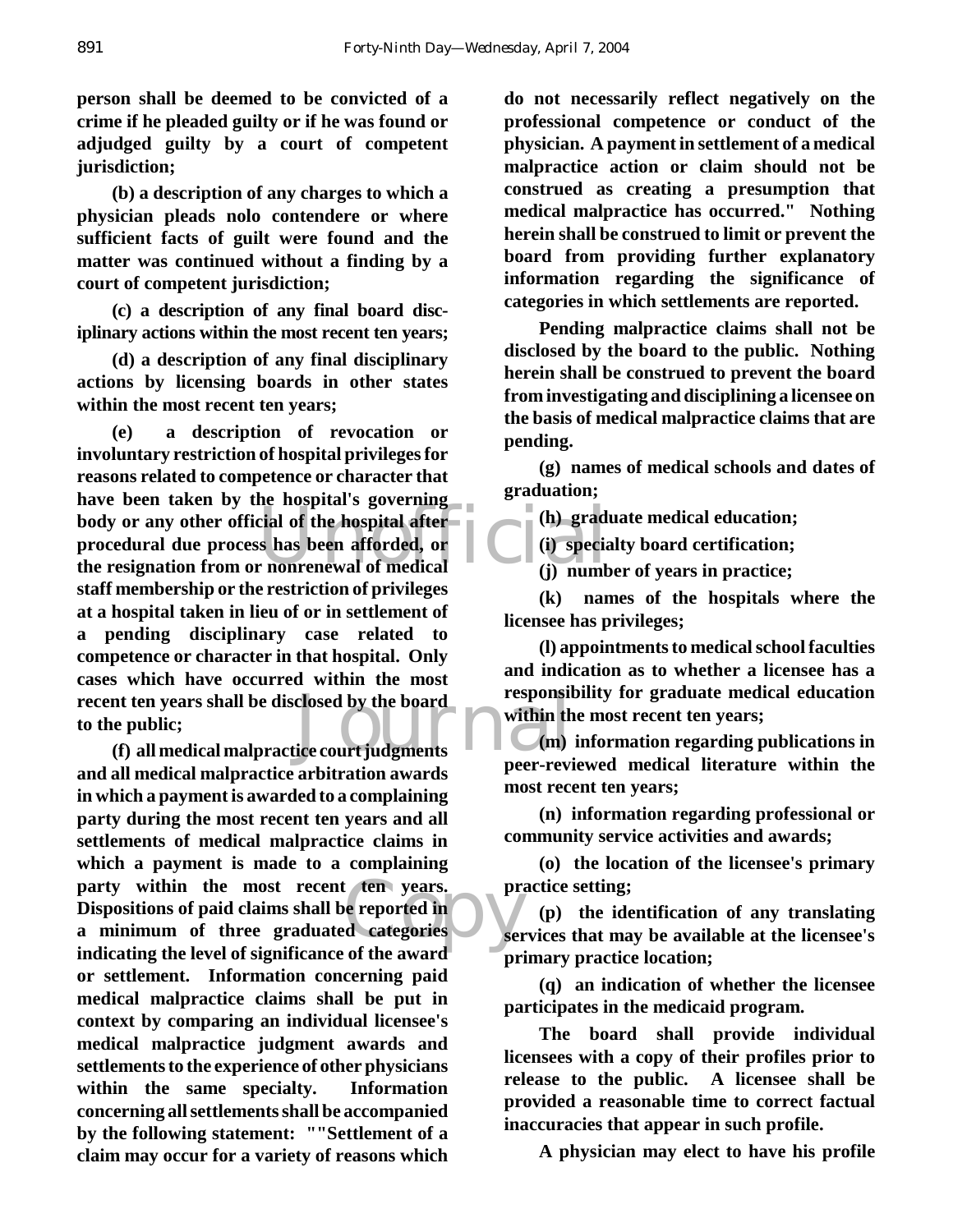**person shall be deemed to be convicted of a crime if he pleaded guilty or if he was found or adjudged guilty by a court of competent jurisdiction;**

**(b) a description of any charges to which a physician pleads nolo contendere or where sufficient facts of guilt were found and the matter was continued without a finding by a court of competent jurisdiction;**

**(c) a description of any final board disciplinary actions within the most recent ten years;**

**(d) a description of any final disciplinary actions by licensing boards in other states within the most recent ten years;**

**(e) a description of revocation or involuntary restriction of hospital privileges for reasons related to competence or character that have been taken by the hospital's governing body or any other official of the hospital after procedural due process has been afforded, or the resignation from or nonrenewal of medical staff membership or the restriction of privileges at a hospital taken in lieu of or in settlement of a pending disciplinary case related to competence or character in that hospital. Only cases which have occurred within the most recent ten years shall be disclosed by the board to the public;**

**(f) all medical malpractice court judgments and all medical malpractice arbitration awards in which a payment is awarded to a complaining party during the most recent ten years and all settlements of medical malpractice claims in which a payment is made to a complaining party within the most recent ten years. Dispositions of paid claims shall be reported in a minimum of three graduated categories indicating the level of significance of the award or settlement. Information concerning paid medical malpractice claims shall be put in context by comparing an individual licensee's medical malpractice judgment awards and settlements to the experience of other physicians within the same specialty. Information concerning all settlements shall be accompanied by the following statement: ""Settlement of a claim may occur for a variety of reasons which do not necessarily reflect negatively on the professional competence or conduct of the physician. A payment in settlement of a medical malpractice action or claim should not be construed as creating a presumption that medical malpractice has occurred." Nothing herein shall be construed to limit or prevent the board from providing further explanatory information regarding the significance of categories in which settlements are reported.**

**Pending malpractice claims shall not be disclosed by the board to the public. Nothing herein shall be construed to prevent the board from investigating and disciplining a licensee on the basis of medical malpractice claims that are pending.**

**(g) names of medical schools and dates of graduation;**

**(h) graduate medical education;**

**(i) specialty board certification;**

**(j) number of years in practice;**

**(k) names of the hospitals where the licensee has privileges;**

**(l) appointments to medical school faculties and indication as to whether a licensee has a responsibility for graduate medical education within the most recent ten years;**

**(m) information regarding publications in peer-reviewed medical literature within the most recent ten years;**

**(n) information regarding professional or community service activities and awards;**

**(o) the location of the licensee's primary practice setting;**

**(p) the identification of any translating services that may be available at the licensee's primary practice location;**

**(q) an indication of whether the licensee participates in the medicaid program.**

**The board shall provide individual licensees with a copy of their profiles prior to release to the public. A licensee shall be provided a reasonable time to correct factual inaccuracies that appear in such profile.**

**A physician may elect to have his profile**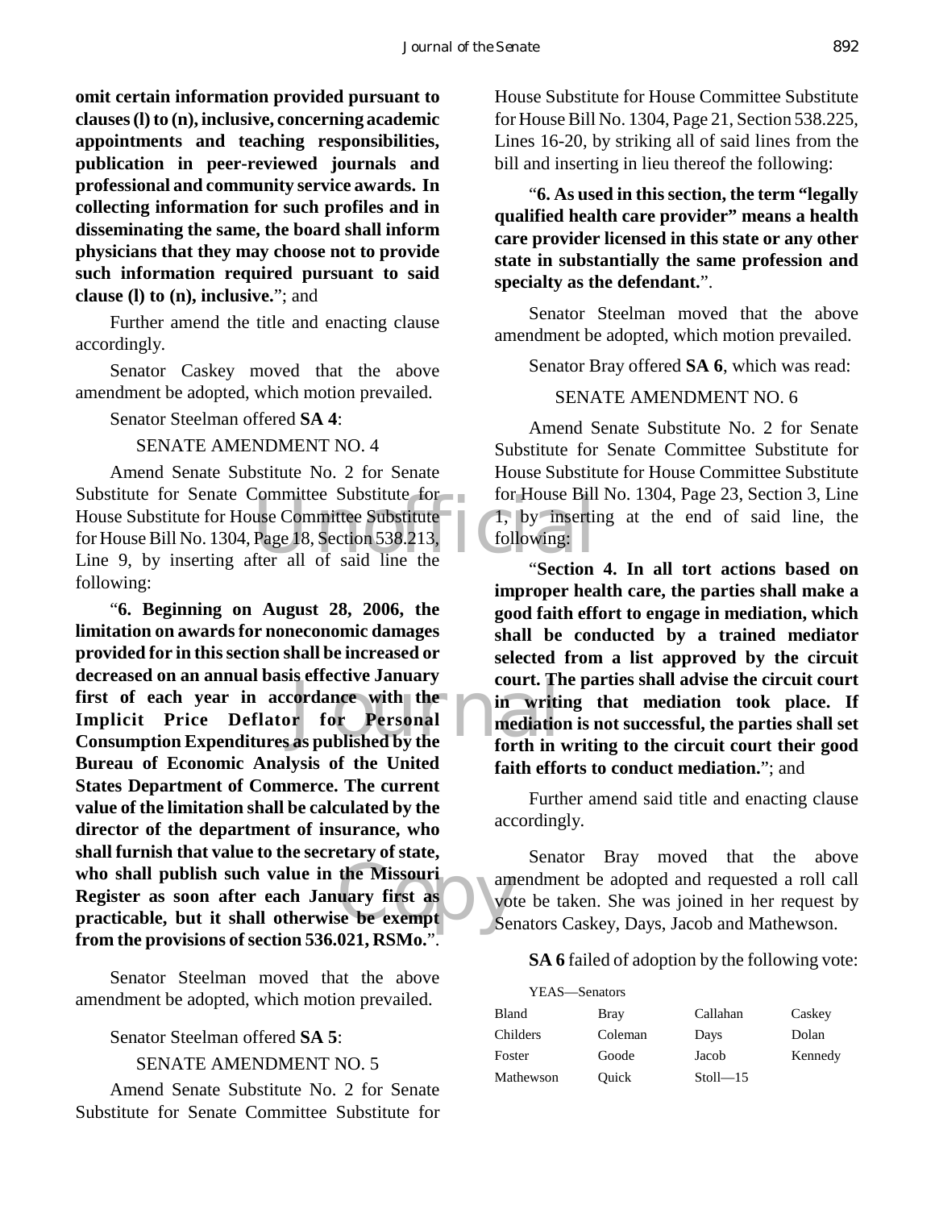**omit certain information provided pursuant to clauses (l) to (n), inclusive, concerning academic appointments and teaching responsibilities, publication in peer-reviewed journals and professional and community service awards. In collecting information for such profiles and in disseminating the same, the board shall inform physicians that they may choose not to provide such information required pursuant to said clause (l) to (n), inclusive.**"; and

Further amend the title and enacting clause accordingly.

Senator Caskey moved that the above amendment be adopted, which motion prevailed.

Senator Steelman offered **SA 4**:

SENATE AMENDMENT NO. 4

Amend Senate Substitute No. 2 for Senate Substitute for Senate Committee Substitute for House Substitute for House Committee Substitute for House Bill No. 1304, Page 18, Section 538.213, Line 9, by inserting after all of said line the following:

"**6. Beginning on August 28, 2006, the limitation on awards for noneconomic damages provided for in this section shall be increased or decreased on an annual basis effective January first of each year in accordance with the Implicit Price Deflator for Personal Consumption Expenditures as published by the Bureau of Economic Analysis of the United States Department of Commerce. The current value of the limitation shall be calculated by the director of the department of insurance, who shall furnish that value to the secretary of state, who shall publish such value in the Missouri Register as soon after each January first as practicable, but it shall otherwise be exempt from the provisions of section 536.021, RSMo.**".

Senator Steelman moved that the above amendment be adopted, which motion prevailed.

Senator Steelman offered **SA 5**:

SENATE AMENDMENT NO. 5

Amend Senate Substitute No. 2 for Senate Substitute for Senate Committee Substitute for House Substitute for House Committee Substitute for House Bill No. 1304, Page 21, Section 538.225, Lines 16-20, by striking all of said lines from the bill and inserting in lieu thereof the following:

"**6. As used in this section, the term "legally qualified health care provider" means a health care provider licensed in this state or any other state in substantially the same profession and specialty as the defendant.**".

Senator Steelman moved that the above amendment be adopted, which motion prevailed.

Senator Bray offered **SA 6**, which was read:

SENATE AMENDMENT NO. 6

Amend Senate Substitute No. 2 for Senate Substitute for Senate Committee Substitute for House Substitute for House Committee Substitute for House Bill No. 1304, Page 23, Section 3, Line 1, by inserting at the end of said line, the following:

"**Section 4. In all tort actions based on improper health care, the parties shall make a good faith effort to engage in mediation, which shall be conducted by a trained mediator selected from a list approved by the circuit court. The parties shall advise the circuit court in writing that mediation took place. If mediation is not successful, the parties shall set forth in writing to the circuit court their good faith efforts to conduct mediation.**"; and

Further amend said title and enacting clause accordingly.

Senator Bray moved that the above amendment be adopted and requested a roll call vote be taken. She was joined in her request by Senators Caskey, Days, Jacob and Mathewson.

**SA 6** failed of adoption by the following vote:

YEAS—Senators

| | | | |
|---|---|---|---|
| Bland | Bray | Callahan | Caskey |
| Childers | Coleman | Days | Dolan |
| Foster | Goode | Jacob | Kennedy |
| Mathewson | Quick | Stoll—15 | |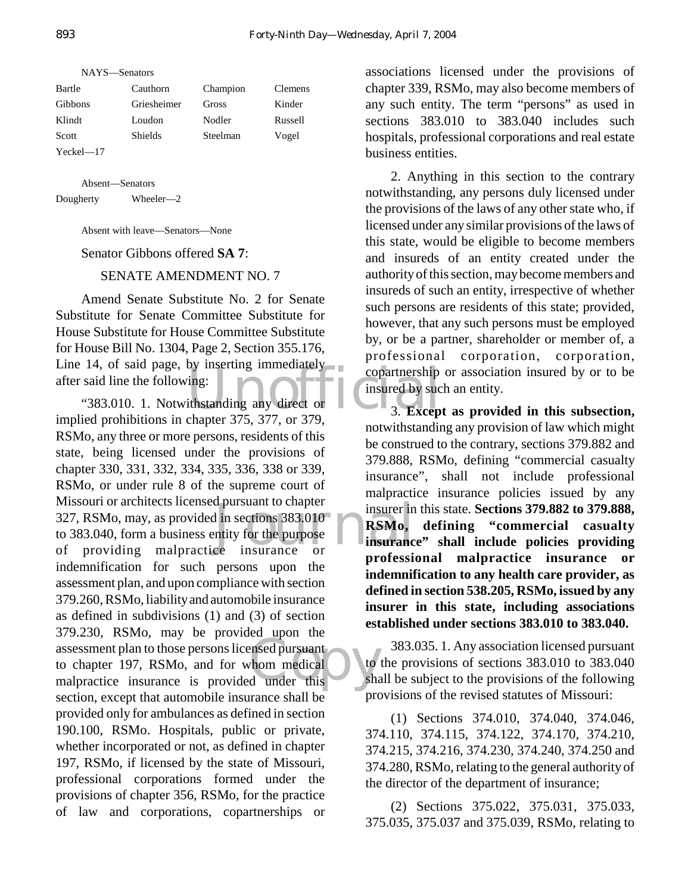NAYS—Senators

| | | | |
|---|---|---|---|
| Bartle | Cauthorn | Champion | Clemens |
| Gibbons | Griesheimer | Gross | Kinder |
| Klindt | Loudon | Nodler | Russell |
| Scott | Shields | Steelman | Vogel |
| Yeckel—17 | | | |

Absent—Senators

| | |
|---|---|
| Dougherty | Wheeler—2 |

Absent with leave—Senators—None

Senator Gibbons offered **SA 7**:

SENATE AMENDMENT NO. 7

Amend Senate Substitute No. 2 for Senate Substitute for Senate Committee Substitute for House Substitute for House Committee Substitute for House Bill No. 1304, Page 2, Section 355.176, Line 14, of said page, by inserting immediately after said line the following:

"383.010. 1. Notwithstanding any direct or implied prohibitions in chapter 375, 377, or 379, RSMo, any three or more persons, residents of this state, being licensed under the provisions of chapter 330, 331, 332, 334, 335, 336, 338 or 339, RSMo, or under rule 8 of the supreme court of Missouri or architects licensed pursuant to chapter 327, RSMo, may, as provided in sections 383.010 to 383.040, form a business entity for the purpose of providing malpractice insurance or indemnification for such persons upon the assessment plan, and upon compliance with section 379.260, RSMo, liability and automobile insurance as defined in subdivisions (1) and (3) of section 379.230, RSMo, may be provided upon the assessment plan to those persons licensed pursuant to chapter 197, RSMo, and for whom medical malpractice insurance is provided under this section, except that automobile insurance shall be provided only for ambulances as defined in section 190.100, RSMo. Hospitals, public or private, whether incorporated or not, as defined in chapter 197, RSMo, if licensed by the state of Missouri, professional corporations formed under the provisions of chapter 356, RSMo, for the practice of law and corporations, copartnerships or associations licensed under the provisions of chapter 339, RSMo, may also become members of any such entity. The term "persons" as used in sections 383.010 to 383.040 includes such hospitals, professional corporations and real estate business entities.

2. Anything in this section to the contrary notwithstanding, any persons duly licensed under the provisions of the laws of any other state who, if licensed under any similar provisions of the laws of this state, would be eligible to become members and insureds of an entity created under the authority of this section, may become members and insureds of such an entity, irrespective of whether such persons are residents of this state; provided, however, that any such persons must be employed by, or be a partner, shareholder or member of, a professional corporation, corporation, copartnership or association insured by or to be insured by such an entity.

3. **Except as provided in this subsection,** notwithstanding any provision of law which might be construed to the contrary, sections 379.882 and 379.888, RSMo, defining "commercial casualty insurance", shall not include professional malpractice insurance policies issued by any insurer in this state. **Sections 379.882 to 379.888, RSMo, defining "commercial casualty insurance" shall include policies providing professional malpractice insurance or indemnification to any health care provider, as defined in section 538.205, RSMo, issued by any insurer in this state, including associations established under sections 383.010 to 383.040.**

383.035. 1. Any association licensed pursuant to the provisions of sections 383.010 to 383.040 shall be subject to the provisions of the following provisions of the revised statutes of Missouri:

(1) Sections 374.010, 374.040, 374.046, 374.110, 374.115, 374.122, 374.170, 374.210, 374.215, 374.216, 374.230, 374.240, 374.250 and 374.280, RSMo, relating to the general authority of the director of the department of insurance;

(2) Sections 375.022, 375.031, 375.033, 375.035, 375.037 and 375.039, RSMo, relating to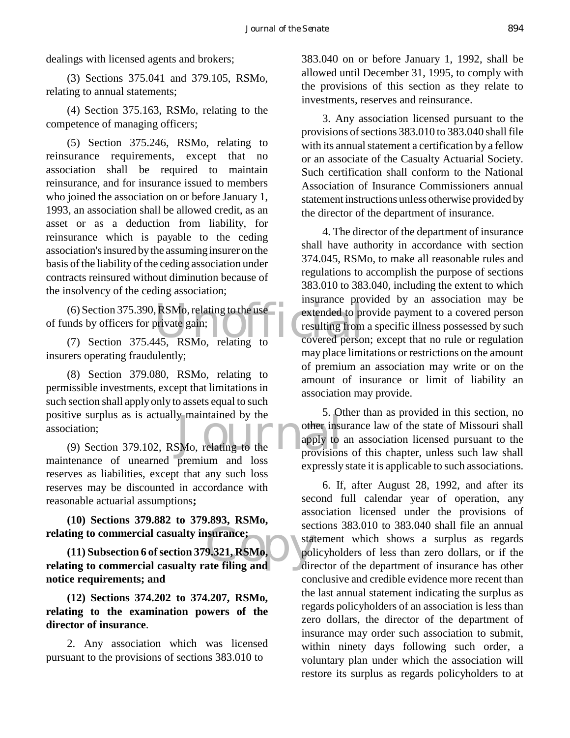dealings with licensed agents and brokers;

(3) Sections 375.041 and 379.105, RSMo, relating to annual statements;

(4) Section 375.163, RSMo, relating to the competence of managing officers;

(5) Section 375.246, RSMo, relating to reinsurance requirements, except that no association shall be required to maintain reinsurance, and for insurance issued to members who joined the association on or before January 1, 1993, an association shall be allowed credit, as an asset or as a deduction from liability, for reinsurance which is payable to the ceding association's insured by the assuming insurer on the basis of the liability of the ceding association under contracts reinsured without diminution because of the insolvency of the ceding association;

(6) Section 375.390, RSMo, relating to the use of funds by officers for private gain;

(7) Section 375.445, RSMo, relating to insurers operating fraudulently;

(8) Section 379.080, RSMo, relating to permissible investments, except that limitations in such section shall apply only to assets equal to such positive surplus as is actually maintained by the association;

(9) Section 379.102, RSMo, relating to the maintenance of unearned premium and loss reserves as liabilities, except that any such loss reserves may be discounted in accordance with reasonable actuarial assumptions**;**

**(10) Sections 379.882 to 379.893, RSMo, relating to commercial casualty insurance;**

**(11) Subsection 6 of section 379.321, RSMo, relating to commercial casualty rate filing and notice requirements; and**

**(12) Sections 374.202 to 374.207, RSMo, relating to the examination powers of the director of insurance**.

2. Any association which was licensed pursuant to the provisions of sections 383.010 to 383.040 on or before January 1, 1992, shall be allowed until December 31, 1995, to comply with the provisions of this section as they relate to investments, reserves and reinsurance.

3. Any association licensed pursuant to the provisions of sections 383.010 to 383.040 shall file with its annual statement a certification by a fellow or an associate of the Casualty Actuarial Society. Such certification shall conform to the National Association of Insurance Commissioners annual statement instructions unless otherwise provided by the director of the department of insurance.

4. The director of the department of insurance shall have authority in accordance with section 374.045, RSMo, to make all reasonable rules and regulations to accomplish the purpose of sections 383.010 to 383.040, including the extent to which insurance provided by an association may be extended to provide payment to a covered person resulting from a specific illness possessed by such covered person; except that no rule or regulation may place limitations or restrictions on the amount of premium an association may write or on the amount of insurance or limit of liability an association may provide.

5. Other than as provided in this section, no other insurance law of the state of Missouri shall apply to an association licensed pursuant to the provisions of this chapter, unless such law shall expressly state it is applicable to such associations.

6. If, after August 28, 1992, and after its second full calendar year of operation, any association licensed under the provisions of sections 383.010 to 383.040 shall file an annual statement which shows a surplus as regards policyholders of less than zero dollars, or if the director of the department of insurance has other conclusive and credible evidence more recent than the last annual statement indicating the surplus as regards policyholders of an association is less than zero dollars, the director of the department of insurance may order such association to submit, within ninety days following such order, a voluntary plan under which the association will restore its surplus as regards policyholders to at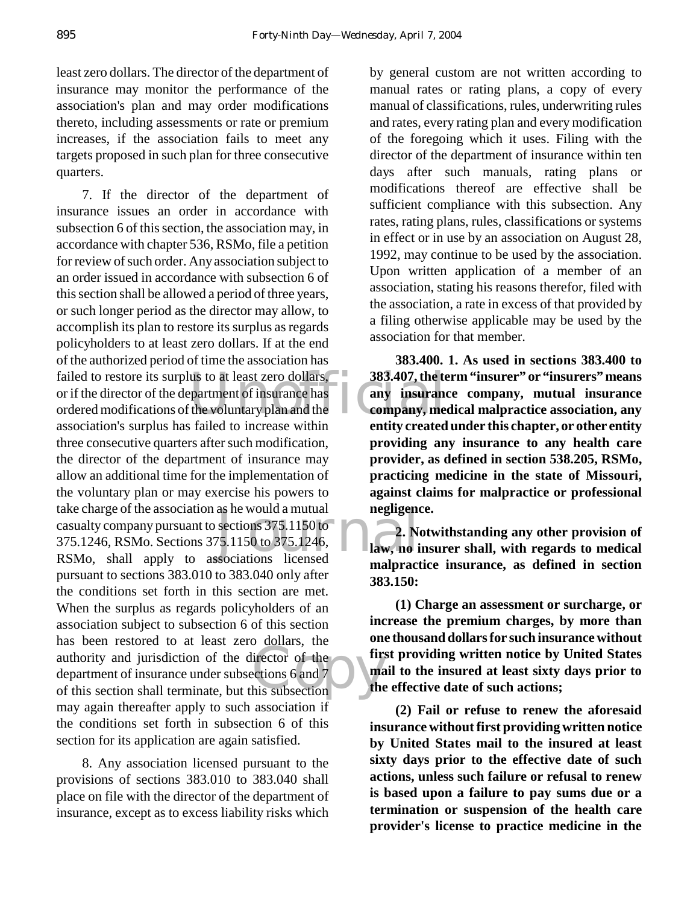least zero dollars. The director of the department of insurance may monitor the performance of the association's plan and may order modifications thereto, including assessments or rate or premium increases, if the association fails to meet any targets proposed in such plan for three consecutive quarters.

7. If the director of the department of insurance issues an order in accordance with subsection 6 of this section, the association may, in accordance with chapter 536, RSMo, file a petition for review of such order. Any association subject to an order issued in accordance with subsection 6 of this section shall be allowed a period of three years, or such longer period as the director may allow, to accomplish its plan to restore its surplus as regards policyholders to at least zero dollars. If at the end of the authorized period of time the association has failed to restore its surplus to at least zero dollars, or if the director of the department of insurance has ordered modifications of the voluntary plan and the association's surplus has failed to increase within three consecutive quarters after such modification, the director of the department of insurance may allow an additional time for the implementation of the voluntary plan or may exercise his powers to take charge of the association as he would a mutual casualty company pursuant to sections 375.1150 to 375.1246, RSMo. Sections 375.1150 to 375.1246, RSMo, shall apply to associations licensed pursuant to sections 383.010 to 383.040 only after the conditions set forth in this section are met. When the surplus as regards policyholders of an association subject to subsection 6 of this section has been restored to at least zero dollars, the authority and jurisdiction of the director of the department of insurance under subsections 6 and 7 of this section shall terminate, but this subsection may again thereafter apply to such association if the conditions set forth in subsection 6 of this section for its application are again satisfied.

8. Any association licensed pursuant to the provisions of sections 383.010 to 383.040 shall place on file with the director of the department of insurance, except as to excess liability risks which by general custom are not written according to manual rates or rating plans, a copy of every manual of classifications, rules, underwriting rules and rates, every rating plan and every modification of the foregoing which it uses. Filing with the director of the department of insurance within ten days after such manuals, rating plans or modifications thereof are effective shall be sufficient compliance with this subsection. Any rates, rating plans, rules, classifications or systems in effect or in use by an association on August 28, 1992, may continue to be used by the association. Upon written application of a member of an association, stating his reasons therefor, filed with the association, a rate in excess of that provided by a filing otherwise applicable may be used by the association for that member.

**383.400. 1. As used in sections 383.400 to 383.407, the term "insurer" or "insurers" means any insurance company, mutual insurance company, medical malpractice association, any entity created under this chapter, or other entity providing any insurance to any health care provider, as defined in section 538.205, RSMo, practicing medicine in the state of Missouri, against claims for malpractice or professional negligence.**

**2. Notwithstanding any other provision of law, no insurer shall, with regards to medical malpractice insurance, as defined in section 383.150:**

**(1) Charge an assessment or surcharge, or increase the premium charges, by more than one thousand dollars for such insurance without first providing written notice by United States mail to the insured at least sixty days prior to the effective date of such actions;**

**(2) Fail or refuse to renew the aforesaid insurance without first providing written notice by United States mail to the insured at least sixty days prior to the effective date of such actions, unless such failure or refusal to renew is based upon a failure to pay sums due or a termination or suspension of the health care provider's license to practice medicine in the**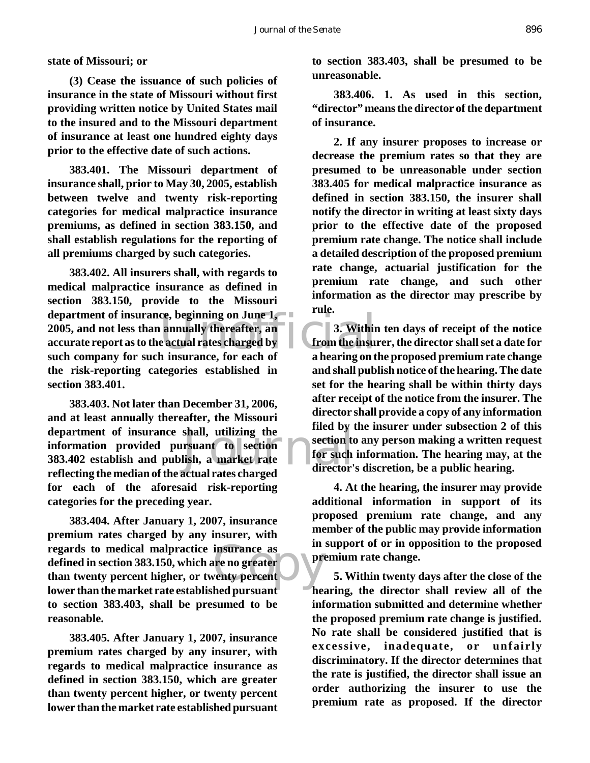**state of Missouri; or**

**(3) Cease the issuance of such policies of insurance in the state of Missouri without first providing written notice by United States mail to the insured and to the Missouri department of insurance at least one hundred eighty days prior to the effective date of such actions.**

**383.401. The Missouri department of insurance shall, prior to May 30, 2005, establish between twelve and twenty risk-reporting categories for medical malpractice insurance premiums, as defined in section 383.150, and shall establish regulations for the reporting of all premiums charged by such categories.**

**383.402. All insurers shall, with regards to medical malpractice insurance as defined in section 383.150, provide to the Missouri department of insurance, beginning on June 1, 2005, and not less than annually thereafter, an accurate report as to the actual rates charged by such company for such insurance, for each of the risk-reporting categories established in section 383.401.**

**383.403. Not later than December 31, 2006, and at least annually thereafter, the Missouri department of insurance shall, utilizing the information provided pursuant to section 383.402 establish and publish, a market rate reflecting the median of the actual rates charged for each of the aforesaid risk-reporting categories for the preceding year.**

**383.404. After January 1, 2007, insurance premium rates charged by any insurer, with regards to medical malpractice insurance as defined in section 383.150, which are no greater than twenty percent higher, or twenty percent lower than the market rate established pursuant to section 383.403, shall be presumed to be reasonable.**

**383.405. After January 1, 2007, insurance premium rates charged by any insurer, with regards to medical malpractice insurance as defined in section 383.150, which are greater than twenty percent higher, or twenty percent lower than the market rate established pursuant to section 383.403, shall be presumed to be unreasonable.**

**383.406. 1. As used in this section, "director" means the director of the department of insurance.**

**2. If any insurer proposes to increase or decrease the premium rates so that they are presumed to be unreasonable under section 383.405 for medical malpractice insurance as defined in section 383.150, the insurer shall notify the director in writing at least sixty days prior to the effective date of the proposed premium rate change. The notice shall include a detailed description of the proposed premium rate change, actuarial justification for the premium rate change, and such other information as the director may prescribe by rule.**

**3. Within ten days of receipt of the notice from the insurer, the director shall set a date for a hearing on the proposed premium rate change and shall publish notice of the hearing. The date set for the hearing shall be within thirty days after receipt of the notice from the insurer. The director shall provide a copy of any information filed by the insurer under subsection 2 of this section to any person making a written request for such information. The hearing may, at the director's discretion, be a public hearing.**

**4. At the hearing, the insurer may provide additional information in support of its proposed premium rate change, and any member of the public may provide information in support of or in opposition to the proposed premium rate change.**

**5. Within twenty days after the close of the hearing, the director shall review all of the information submitted and determine whether the proposed premium rate change is justified. No rate shall be considered justified that is excessive, inadequate, or unfairly discriminatory. If the director determines that the rate is justified, the director shall issue an order authorizing the insurer to use the premium rate as proposed. If the director**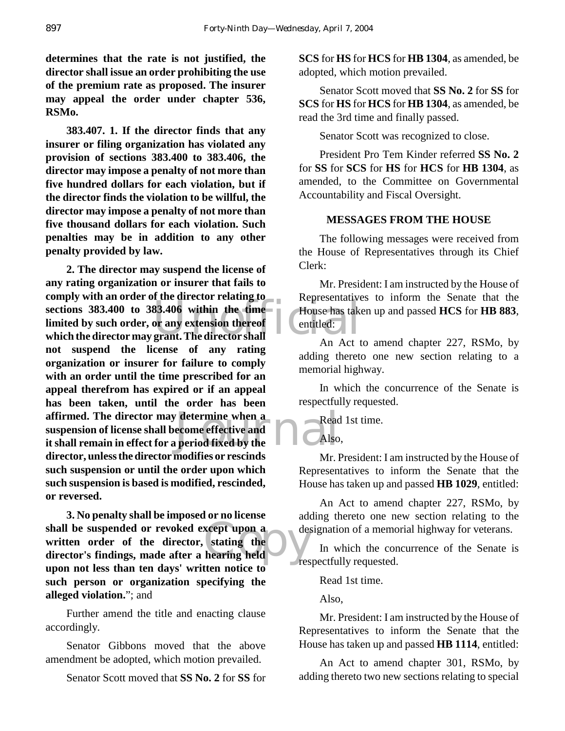**determines that the rate is not justified, the director shall issue an order prohibiting the use of the premium rate as proposed. The insurer may appeal the order under chapter 536, RSMo.**

**383.407. 1. If the director finds that any insurer or filing organization has violated any provision of sections 383.400 to 383.406, the director may impose a penalty of not more than five hundred dollars for each violation, but if the director finds the violation to be willful, the director may impose a penalty of not more than five thousand dollars for each violation. Such penalties may be in addition to any other penalty provided by law.**

**2. The director may suspend the license of any rating organization or insurer that fails to comply with an order of the director relating to sections 383.400 to 383.406 within the time limited by such order, or any extension thereof which the director may grant. The director shall not suspend the license of any rating organization or insurer for failure to comply with an order until the time prescribed for an appeal therefrom has expired or if an appeal has been taken, until the order has been affirmed. The director may determine when a suspension of license shall become effective and it shall remain in effect for a period fixed by the director, unless the director modifies or rescinds such suspension or until the order upon which such suspension is based is modified, rescinded, or reversed.**

**3. No penalty shall be imposed or no license shall be suspended or revoked except upon a written order of the director, stating the director's findings, made after a hearing held upon not less than ten days' written notice to such person or organization specifying the alleged violation.**"; and

Further amend the title and enacting clause accordingly.

Senator Gibbons moved that the above amendment be adopted, which motion prevailed.

Senator Scott moved that **SS No. 2** for **SS** for **SCS** for **HS** for **HCS** for **HB 1304**, as amended, be adopted, which motion prevailed.

Senator Scott moved that **SS No. 2** for **SS** for **SCS** for **HS** for **HCS** for **HB 1304**, as amended, be read the 3rd time and finally passed.

Senator Scott was recognized to close.

President Pro Tem Kinder referred **SS No. 2** for **SS** for **SCS** for **HS** for **HCS** for **HB 1304**, as amended, to the Committee on Governmental Accountability and Fiscal Oversight.

## MESSAGES FROM THE HOUSE

The following messages were received from the House of Representatives through its Chief Clerk:

Mr. President: I am instructed by the House of Representatives to inform the Senate that the House has taken up and passed **HCS** for **HB 883**, entitled:

An Act to amend chapter 227, RSMo, by adding thereto one new section relating to a memorial highway.

In which the concurrence of the Senate is respectfully requested.

Read 1st time.

Also,

Mr. President: I am instructed by the House of Representatives to inform the Senate that the House has taken up and passed **HB 1029**, entitled:

An Act to amend chapter 227, RSMo, by adding thereto one new section relating to the designation of a memorial highway for veterans.

In which the concurrence of the Senate is respectfully requested.

Read 1st time.

Also,

Mr. President: I am instructed by the House of Representatives to inform the Senate that the House has taken up and passed **HB 1114**, entitled:

An Act to amend chapter 301, RSMo, by adding thereto two new sections relating to special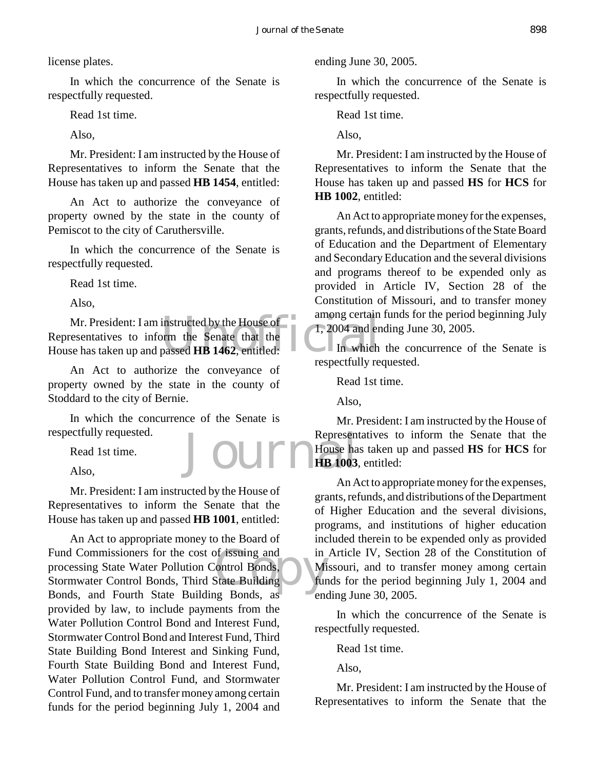license plates.

In which the concurrence of the Senate is respectfully requested.

Read 1st time.

Also,

Mr. President: I am instructed by the House of Representatives to inform the Senate that the House has taken up and passed **HB 1454**, entitled:

An Act to authorize the conveyance of property owned by the state in the county of Pemiscot to the city of Caruthersville.

In which the concurrence of the Senate is respectfully requested.

Read 1st time.

Also,

Mr. President: I am instructed by the House of Representatives to inform the Senate that the House has taken up and passed **HB 1462**, entitled:

An Act to authorize the conveyance of property owned by the state in the county of Stoddard to the city of Bernie.

In which the concurrence of the Senate is respectfully requested.

Read 1st time.

Also,

Mr. President: I am instructed by the House of Representatives to inform the Senate that the House has taken up and passed **HB 1001**, entitled:

An Act to appropriate money to the Board of Fund Commissioners for the cost of issuing and processing State Water Pollution Control Bonds, Stormwater Control Bonds, Third State Building Bonds, and Fourth State Building Bonds, as provided by law, to include payments from the Water Pollution Control Bond and Interest Fund, Stormwater Control Bond and Interest Fund, Third State Building Bond Interest and Sinking Fund, Fourth State Building Bond and Interest Fund, Water Pollution Control Fund, and Stormwater Control Fund, and to transfer money among certain funds for the period beginning July 1, 2004 and ending June 30, 2005.

In which the concurrence of the Senate is respectfully requested.

Read 1st time.

Also,

Mr. President: I am instructed by the House of Representatives to inform the Senate that the House has taken up and passed **HS** for **HCS** for **HB 1002**, entitled:

An Act to appropriate money for the expenses, grants, refunds, and distributions of the State Board of Education and the Department of Elementary and Secondary Education and the several divisions and programs thereof to be expended only as provided in Article IV, Section 28 of the Constitution of Missouri, and to transfer money among certain funds for the period beginning July 1, 2004 and ending June 30, 2005.

In which the concurrence of the Senate is respectfully requested.

Read 1st time.

Also,

Mr. President: I am instructed by the House of Representatives to inform the Senate that the House has taken up and passed **HS** for **HCS** for **HB 1003**, entitled:

An Act to appropriate money for the expenses, grants, refunds, and distributions of the Department of Higher Education and the several divisions, programs, and institutions of higher education included therein to be expended only as provided in Article IV, Section 28 of the Constitution of Missouri, and to transfer money among certain funds for the period beginning July 1, 2004 and ending June 30, 2005.

In which the concurrence of the Senate is respectfully requested.

Read 1st time.

Also,

Mr. President: I am instructed by the House of Representatives to inform the Senate that the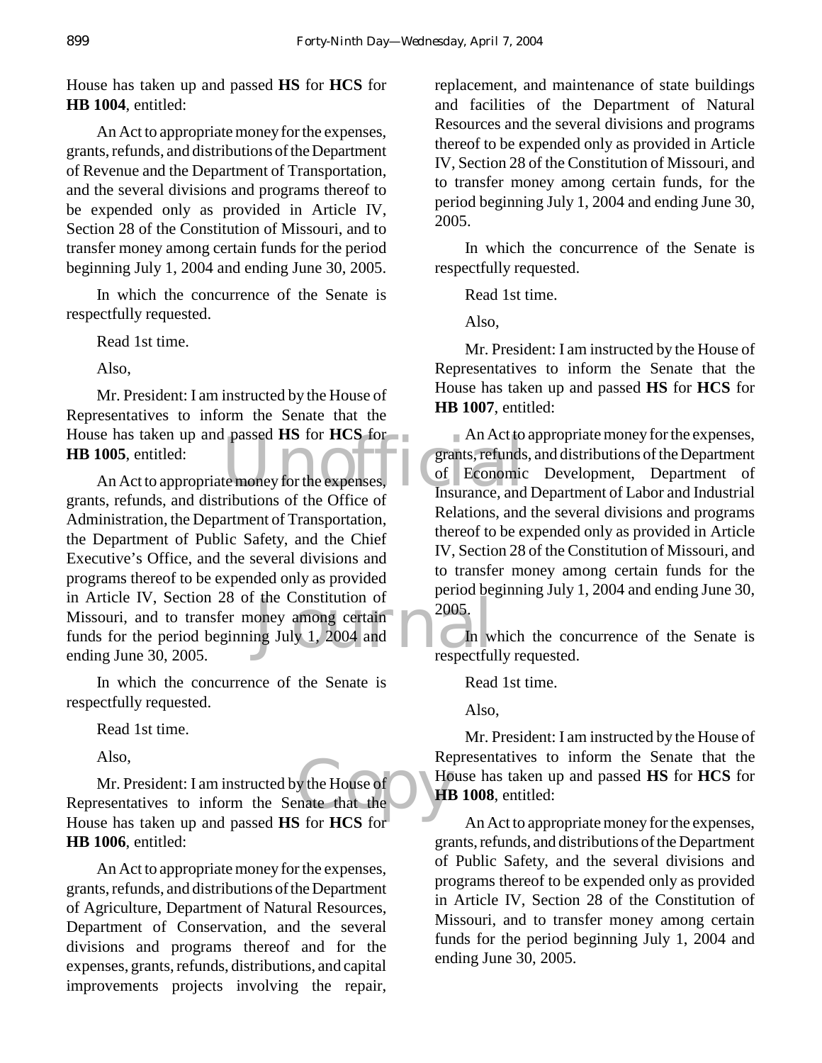House has taken up and passed **HS** for **HCS** for **HB 1004**, entitled:

An Act to appropriate money for the expenses, grants, refunds, and distributions of the Department of Revenue and the Department of Transportation, and the several divisions and programs thereof to be expended only as provided in Article IV, Section 28 of the Constitution of Missouri, and to transfer money among certain funds for the period beginning July 1, 2004 and ending June 30, 2005.

In which the concurrence of the Senate is respectfully requested.

Read 1st time.

Also,

Mr. President: I am instructed by the House of Representatives to inform the Senate that the House has taken up and passed **HS** for **HCS** for **HB 1005**, entitled:

An Act to appropriate money for the expenses, grants, refunds, and distributions of the Office of Administration, the Department of Transportation, the Department of Public Safety, and the Chief Executive's Office, and the several divisions and programs thereof to be expended only as provided in Article IV, Section 28 of the Constitution of Missouri, and to transfer money among certain funds for the period beginning July 1, 2004 and ending June 30, 2005.

In which the concurrence of the Senate is respectfully requested.

Read 1st time.

Also,

Mr. President: I am instructed by the House of Representatives to inform the Senate that the House has taken up and passed **HS** for **HCS** for **HB 1006**, entitled:

An Act to appropriate money for the expenses, grants, refunds, and distributions of the Department of Agriculture, Department of Natural Resources, Department of Conservation, and the several divisions and programs thereof and for the expenses, grants, refunds, distributions, and capital improvements projects involving the repair, replacement, and maintenance of state buildings and facilities of the Department of Natural Resources and the several divisions and programs thereof to be expended only as provided in Article IV, Section 28 of the Constitution of Missouri, and to transfer money among certain funds, for the period beginning July 1, 2004 and ending June 30, 2005.

In which the concurrence of the Senate is respectfully requested.

Read 1st time.

Also,

Mr. President: I am instructed by the House of Representatives to inform the Senate that the House has taken up and passed **HS** for **HCS** for **HB 1007**, entitled:

An Act to appropriate money for the expenses, grants, refunds, and distributions of the Department of Economic Development, Department of Insurance, and Department of Labor and Industrial Relations, and the several divisions and programs thereof to be expended only as provided in Article IV, Section 28 of the Constitution of Missouri, and to transfer money among certain funds for the period beginning July 1, 2004 and ending June 30, 2005.

In which the concurrence of the Senate is respectfully requested.

Read 1st time.

Also,

Mr. President: I am instructed by the House of Representatives to inform the Senate that the House has taken up and passed **HS** for **HCS** for **HB 1008**, entitled:

An Act to appropriate money for the expenses, grants, refunds, and distributions of the Department of Public Safety, and the several divisions and programs thereof to be expended only as provided in Article IV, Section 28 of the Constitution of Missouri, and to transfer money among certain funds for the period beginning July 1, 2004 and ending June 30, 2005.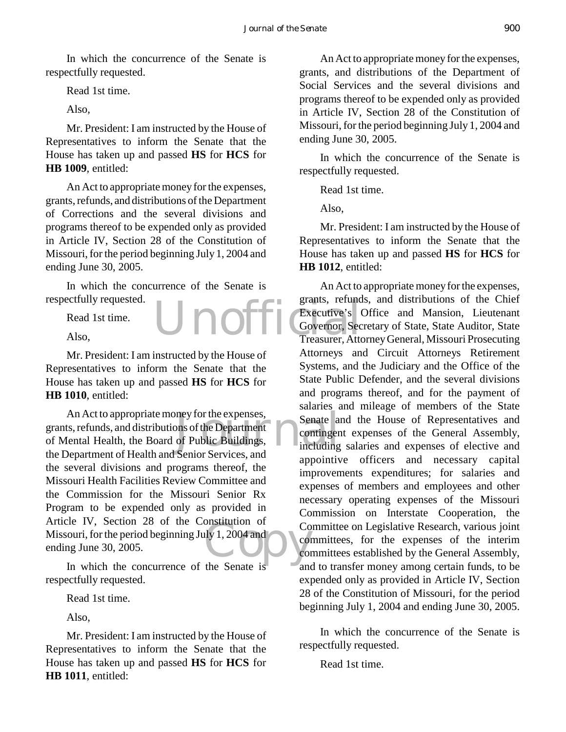In which the concurrence of the Senate is respectfully requested.

Read 1st time.

Also,

Mr. President: I am instructed by the House of Representatives to inform the Senate that the House has taken up and passed **HS** for **HCS** for **HB 1009**, entitled:

An Act to appropriate money for the expenses, grants, refunds, and distributions of the Department of Corrections and the several divisions and programs thereof to be expended only as provided in Article IV, Section 28 of the Constitution of Missouri, for the period beginning July 1, 2004 and ending June 30, 2005.

In which the concurrence of the Senate is respectfully requested.

Read 1st time.

Also,

Mr. President: I am instructed by the House of Representatives to inform the Senate that the House has taken up and passed **HS** for **HCS** for **HB 1010**, entitled:

An Act to appropriate money for the expenses, grants, refunds, and distributions of the Department of Mental Health, the Board of Public Buildings, the Department of Health and Senior Services, and the several divisions and programs thereof, the Missouri Health Facilities Review Committee and the Commission for the Missouri Senior Rx Program to be expended only as provided in Article IV, Section 28 of the Constitution of Missouri, for the period beginning July 1, 2004 and ending June 30, 2005.

In which the concurrence of the Senate is respectfully requested.

Read 1st time.

Also,

Mr. President: I am instructed by the House of Representatives to inform the Senate that the House has taken up and passed **HS** for **HCS** for **HB 1011**, entitled:

An Act to appropriate money for the expenses, grants, and distributions of the Department of Social Services and the several divisions and programs thereof to be expended only as provided in Article IV, Section 28 of the Constitution of Missouri, for the period beginning July 1, 2004 and ending June 30, 2005.

In which the concurrence of the Senate is respectfully requested.

Read 1st time.

Also,

Mr. President: I am instructed by the House of Representatives to inform the Senate that the House has taken up and passed **HS** for **HCS** for **HB 1012**, entitled:

An Act to appropriate money for the expenses, grants, refunds, and distributions of the Chief Executive's Office and Mansion, Lieutenant Governor, Secretary of State, State Auditor, State Treasurer, Attorney General, Missouri Prosecuting Attorneys and Circuit Attorneys Retirement Systems, and the Judiciary and the Office of the State Public Defender, and the several divisions and programs thereof, and for the payment of salaries and mileage of members of the State Senate and the House of Representatives and contingent expenses of the General Assembly, including salaries and expenses of elective and appointive officers and necessary capital improvements expenditures; for salaries and expenses of members and employees and other necessary operating expenses of the Missouri Commission on Interstate Cooperation, the Committee on Legislative Research, various joint committees, for the expenses of the interim committees established by the General Assembly, and to transfer money among certain funds, to be expended only as provided in Article IV, Section 28 of the Constitution of Missouri, for the period beginning July 1, 2004 and ending June 30, 2005.

In which the concurrence of the Senate is respectfully requested.

Read 1st time.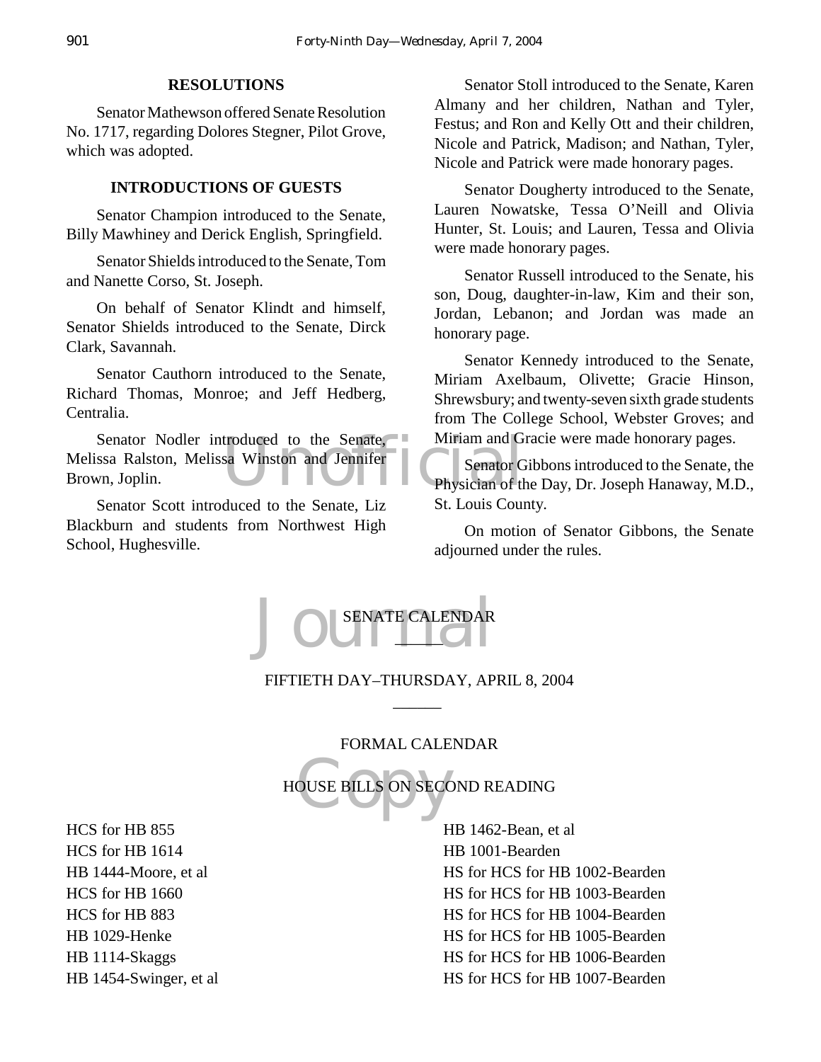## RESOLUTIONS

Senator Mathewson offered Senate Resolution No. 1717, regarding Dolores Stegner, Pilot Grove, which was adopted.

## INTRODUCTIONS OF GUESTS

Senator Champion introduced to the Senate, Billy Mawhiney and Derick English, Springfield.

Senator Shields introduced to the Senate, Tom and Nanette Corso, St. Joseph.

On behalf of Senator Klindt and himself, Senator Shields introduced to the Senate, Dirck Clark, Savannah.

Senator Cauthorn introduced to the Senate, Richard Thomas, Monroe; and Jeff Hedberg, Centralia.

Senator Nodler introduced to the Senate, Melissa Ralston, Melissa Winston and Jennifer Brown, Joplin.

Senator Scott introduced to the Senate, Liz Blackburn and students from Northwest High School, Hughesville.

Senator Stoll introduced to the Senate, Karen Almany and her children, Nathan and Tyler, Festus; and Ron and Kelly Ott and their children, Nicole and Patrick, Madison; and Nathan, Tyler, Nicole and Patrick were made honorary pages.

Senator Dougherty introduced to the Senate, Lauren Nowatske, Tessa O'Neill and Olivia Hunter, St. Louis; and Lauren, Tessa and Olivia were made honorary pages.

Senator Russell introduced to the Senate, his son, Doug, daughter-in-law, Kim and their son, Jordan, Lebanon; and Jordan was made an honorary page.

Senator Kennedy introduced to the Senate, Miriam Axelbaum, Olivette; Gracie Hinson, Shrewsbury; and twenty-seven sixth grade students from The College School, Webster Groves; and Miriam and Gracie were made honorary pages.

Senator Gibbons introduced to the Senate, the Physician of the Day, Dr. Joseph Hanaway, M.D., St. Louis County.

On motion of Senator Gibbons, the Senate adjourned under the rules.

## SENATE CALENDAR

______

FIFTIETH DAY–THURSDAY, APRIL 8, 2004

______

FORMAL CALENDAR

HOUSE BILLS ON SECOND READING

HCS for HB 855
HCS for HB 1614
HB 1444-Moore, et al
HCS for HB 1660
HCS for HB 883
HB 1029-Henke
HB 1114-Skaggs
HB 1454-Swinger, et al
HB 1462-Bean, et al
HB 1001-Bearden
HS for HCS for HB 1002-Bearden
HS for HCS for HB 1003-Bearden
HS for HCS for HB 1004-Bearden
HS for HCS for HB 1005-Bearden
HS for HCS for HB 1006-Bearden
HS for HCS for HB 1007-Bearden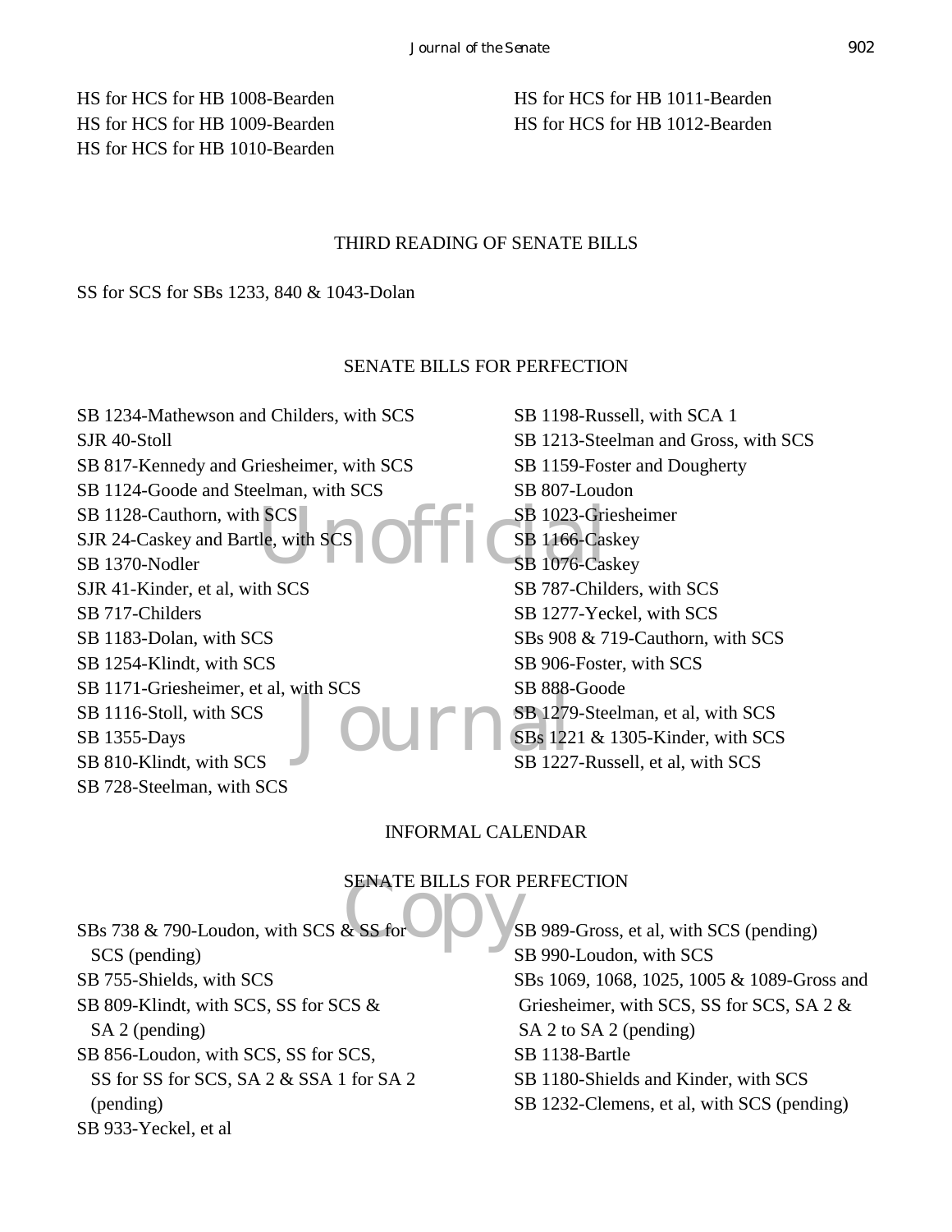HS for HCS for HB 1008-Bearden
HS for HCS for HB 1009-Bearden
HS for HCS for HB 1010-Bearden
HS for HCS for HB 1011-Bearden
HS for HCS for HB 1012-Bearden

## THIRD READING OF SENATE BILLS

SS for SCS for SBs 1233, 840 & 1043-Dolan

## SENATE BILLS FOR PERFECTION

SB 1234-Mathewson and Childers, with SCS
SJR 40-Stoll
SB 817-Kennedy and Griesheimer, with SCS
SB 1124-Goode and Steelman, with SCS
SB 1128-Cauthorn, with SCS
SJR 24-Caskey and Bartle, with SCS
SB 1370-Nodler
SJR 41-Kinder, et al, with SCS
SB 717-Childers
SB 1183-Dolan, with SCS
SB 1254-Klindt, with SCS
SB 1171-Griesheimer, et al, with SCS
SB 1116-Stoll, with SCS
SB 1355-Days
SB 810-Klindt, with SCS
SB 728-Steelman, with SCS
SB 1198-Russell, with SCA 1
SB 1213-Steelman and Gross, with SCS
SB 1159-Foster and Dougherty
SB 807-Loudon
SB 1023-Griesheimer
SB 1166-Caskey
SB 1076-Caskey
SB 787-Childers, with SCS
SB 1277-Yeckel, with SCS
SBs 908 & 719-Cauthorn, with SCS
SB 906-Foster, with SCS
SB 888-Goode
SB 1279-Steelman, et al, with SCS
SBs 1221 & 1305-Kinder, with SCS
SB 1227-Russell, et al, with SCS

## INFORMAL CALENDAR

## SENATE BILLS FOR PERFECTION

SBs 738 & 790-Loudon, with SCS & SS for SCS (pending)
SB 755-Shields, with SCS
SB 809-Klindt, with SCS, SS for SCS & SA 2 (pending)
SB 856-Loudon, with SCS, SS for SCS, SS for SS for SCS, SA 2 & SSA 1 for SA 2 (pending)
SB 933-Yeckel, et al
SB 989-Gross, et al, with SCS (pending)
SB 990-Loudon, with SCS
SBs 1069, 1068, 1025, 1005 & 1089-Gross and Griesheimer, with SCS, SS for SCS, SA 2 & SA 2 to SA 2 (pending)
SB 1138-Bartle
SB 1180-Shields and Kinder, with SCS
SB 1232-Clemens, et al, with SCS (pending)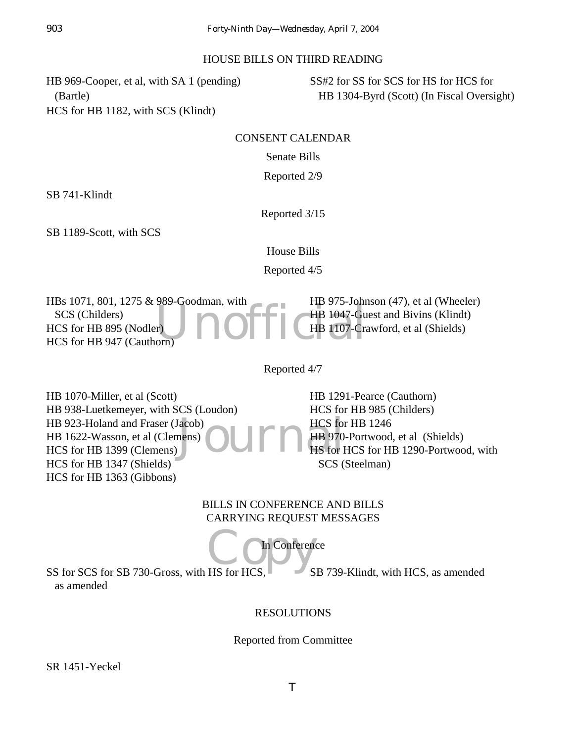## HOUSE BILLS ON THIRD READING

HB 969-Cooper, et al, with SA 1 (pending) (Bartle)

HCS for HB 1182, with SCS (Klindt)

SS#2 for SS for SCS for HS for HCS for HB 1304-Byrd (Scott) (In Fiscal Oversight)

## CONSENT CALENDAR

### Senate Bills

#### Reported 2/9

SB 741-Klindt

#### Reported 3/15

SB 1189-Scott, with SCS

### House Bills

#### Reported 4/5

HBs 1071, 801, 1275 & 989-Goodman, with SCS (Childers)

HCS for HB 895 (Nodler)

HCS for HB 947 (Cauthorn)

HB 975-Johnson (47), et al (Wheeler)

HB 1047-Guest and Bivins (Klindt)

HB 1107-Crawford, et al (Shields)

#### Reported 4/7

HB 1070-Miller, et al (Scott)

HB 938-Luetkemeyer, with SCS (Loudon)

HB 923-Holand and Fraser (Jacob)

HB 1622-Wasson, et al (Clemens)

HCS for HB 1399 (Clemens)

HCS for HB 1347 (Shields)

HCS for HB 1363 (Gibbons)

HB 1291-Pearce (Cauthorn)

HCS for HB 985 (Childers)

HCS for HB 1246

HB 970-Portwood, et al (Shields)

HS for HCS for HB 1290-Portwood, with SCS (Steelman)

## BILLS IN CONFERENCE AND BILLS CARRYING REQUEST MESSAGES

### In Conference

SS for SCS for SB 730-Gross, with HS for HCS, as amended

SB 739-Klindt, with HCS, as amended

## RESOLUTIONS

### Reported from Committee

SR 1451-Yeckel

T